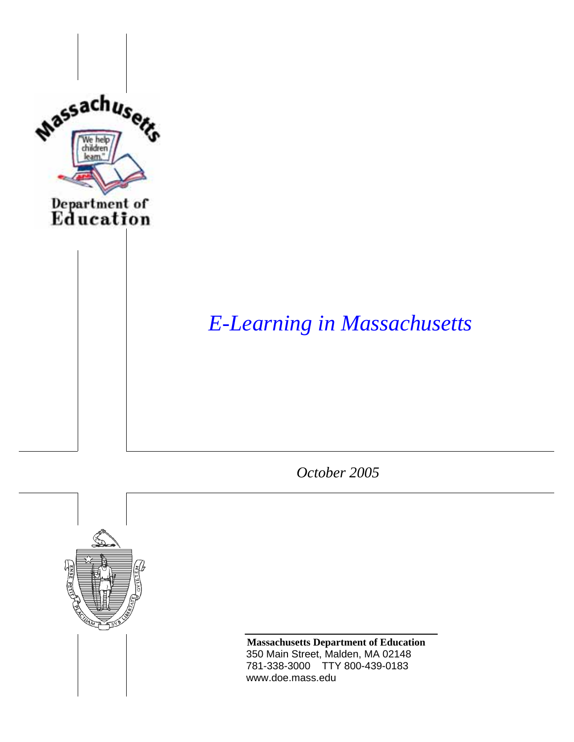# *E-Learning in Massachusetts*

*October 2005*

**Massachusetts Department of Education**
350 Main Street, Malden, MA 02148
781-338-3000 TTY 800-439-0183
www.doe.mass.edu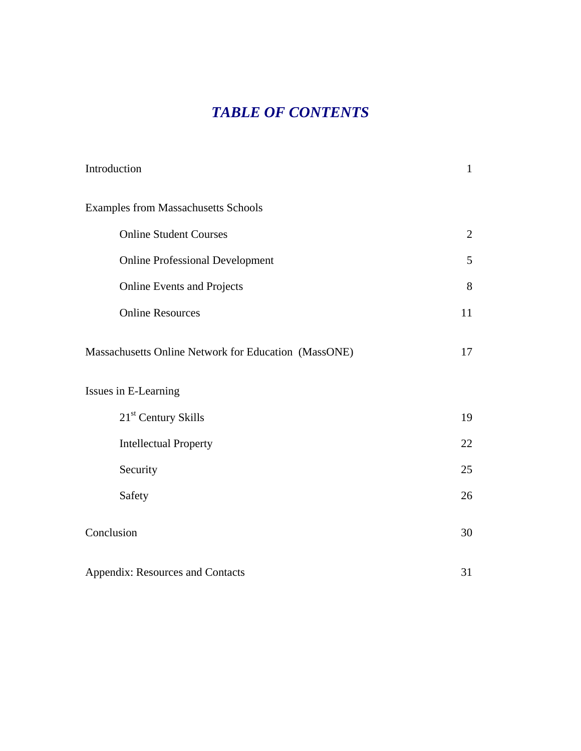# *TABLE OF CONTENTS*

| | |
|---|---|
| Introduction | 1 |
| Examples from Massachusetts Schools | |
| Online Student Courses | 2 |
| Online Professional Development | 5 |
| Online Events and Projects | 8 |
| Online Resources | 11 |
| Massachusetts Online Network for Education (MassONE) | 17 |
| Issues in E-Learning | |
| 21st Century Skills | 19 |
| Intellectual Property | 22 |
| Security | 25 |
| Safety | 26 |
| Conclusion | 30 |
| Appendix: Resources and Contacts | 31 |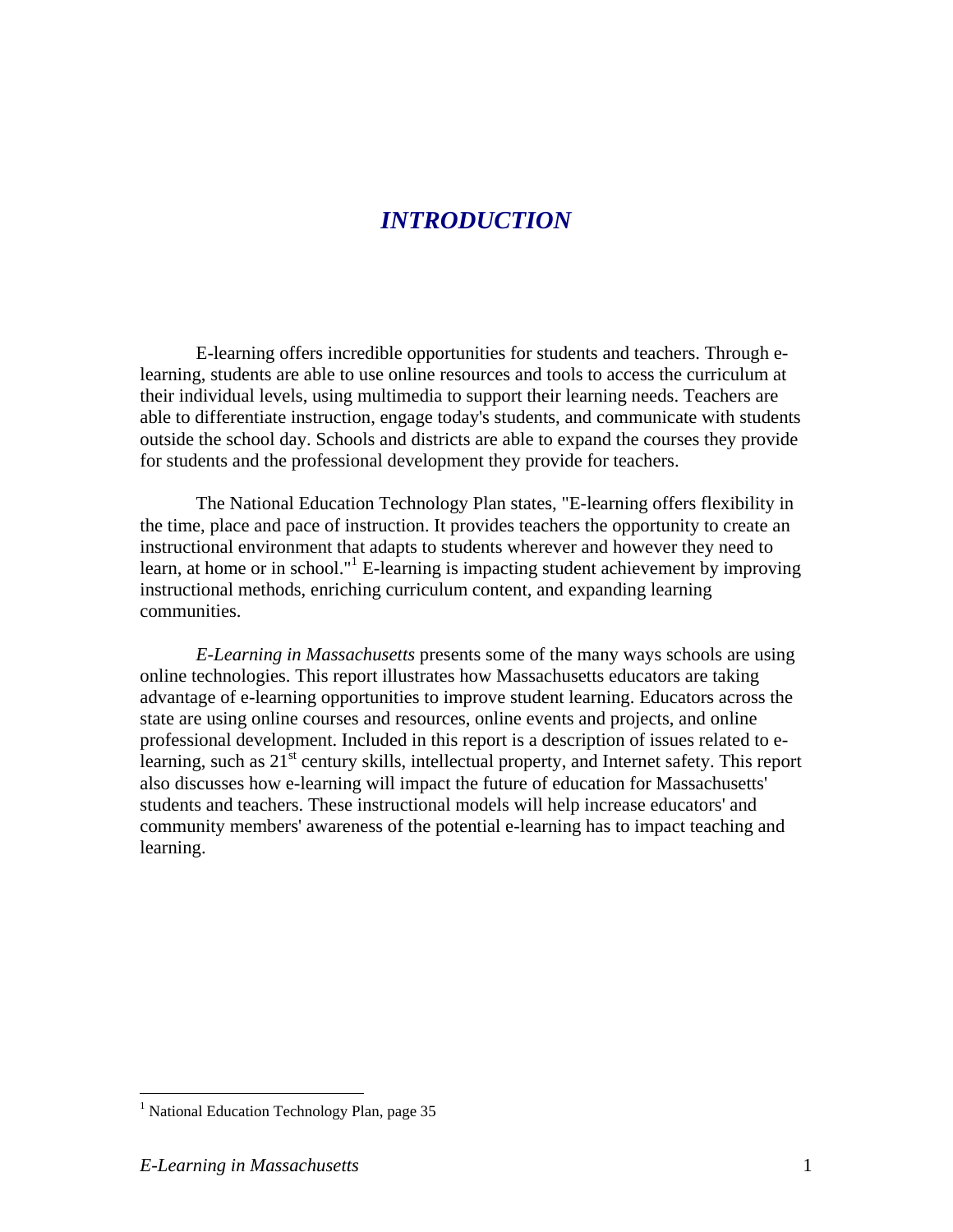# *INTRODUCTION*

E-learning offers incredible opportunities for students and teachers. Through e-learning, students are able to use online resources and tools to access the curriculum at their individual levels, using multimedia to support their learning needs. Teachers are able to differentiate instruction, engage today's students, and communicate with students outside the school day. Schools and districts are able to expand the courses they provide for students and the professional development they provide for teachers.

The National Education Technology Plan states, "E-learning offers flexibility in the time, place and pace of instruction. It provides teachers the opportunity to create an instructional environment that adapts to students wherever and however they need to learn, at home or in school."[1] E-learning is impacting student achievement by improving instructional methods, enriching curriculum content, and expanding learning communities.

*E-Learning in Massachusetts* presents some of the many ways schools are using online technologies. This report illustrates how Massachusetts educators are taking advantage of e-learning opportunities to improve student learning. Educators across the state are using online courses and resources, online events and projects, and online professional development. Included in this report is a description of issues related to e-learning, such as 21st century skills, intellectual property, and Internet safety. This report also discusses how e-learning will impact the future of education for Massachusetts' students and teachers. These instructional models will help increase educators' and community members' awareness of the potential e-learning has to impact teaching and learning.

[1] National Education Technology Plan, page 35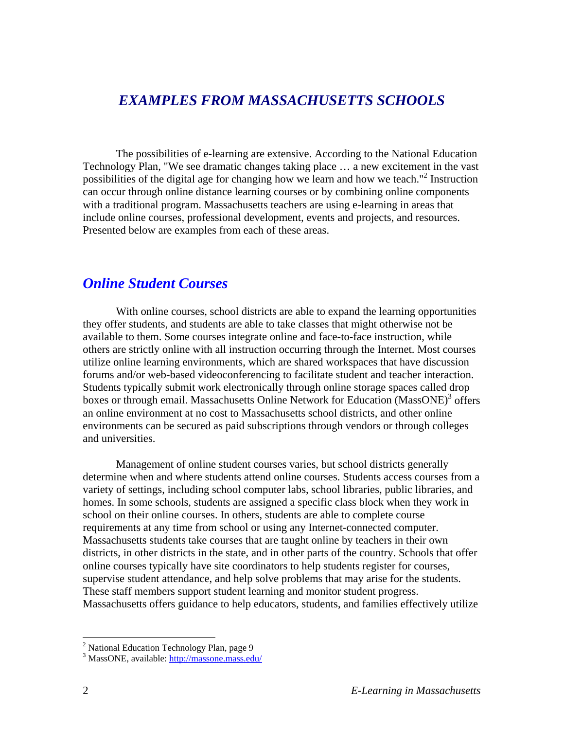# *EXAMPLES FROM MASSACHUSETTS SCHOOLS*

The possibilities of e-learning are extensive. According to the National Education Technology Plan, "We see dramatic changes taking place … a new excitement in the vast possibilities of the digital age for changing how we learn and how we teach."[2] Instruction can occur through online distance learning courses or by combining online components with a traditional program. Massachusetts teachers are using e-learning in areas that include online courses, professional development, events and projects, and resources. Presented below are examples from each of these areas.

## *Online Student Courses*

With online courses, school districts are able to expand the learning opportunities they offer students, and students are able to take classes that might otherwise not be available to them. Some courses integrate online and face-to-face instruction, while others are strictly online with all instruction occurring through the Internet. Most courses utilize online learning environments, which are shared workspaces that have discussion forums and/or web-based videoconferencing to facilitate student and teacher interaction. Students typically submit work electronically through online storage spaces called drop boxes or through email. Massachusetts Online Network for Education (MassONE)[3] offers an online environment at no cost to Massachusetts school districts, and other online environments can be secured as paid subscriptions through vendors or through colleges and universities.

Management of online student courses varies, but school districts generally determine when and where students attend online courses. Students access courses from a variety of settings, including school computer labs, school libraries, public libraries, and homes. In some schools, students are assigned a specific class block when they work in school on their online courses. In others, students are able to complete course requirements at any time from school or using any Internet-connected computer. Massachusetts students take courses that are taught online by teachers in their own districts, in other districts in the state, and in other parts of the country. Schools that offer online courses typically have site coordinators to help students register for courses, supervise student attendance, and help solve problems that may arise for the students. These staff members support student learning and monitor student progress. Massachusetts offers guidance to help educators, students, and families effectively utilize

---

[2] National Education Technology Plan, page 9

[3] MassONE, available: http://massone.mass.edu/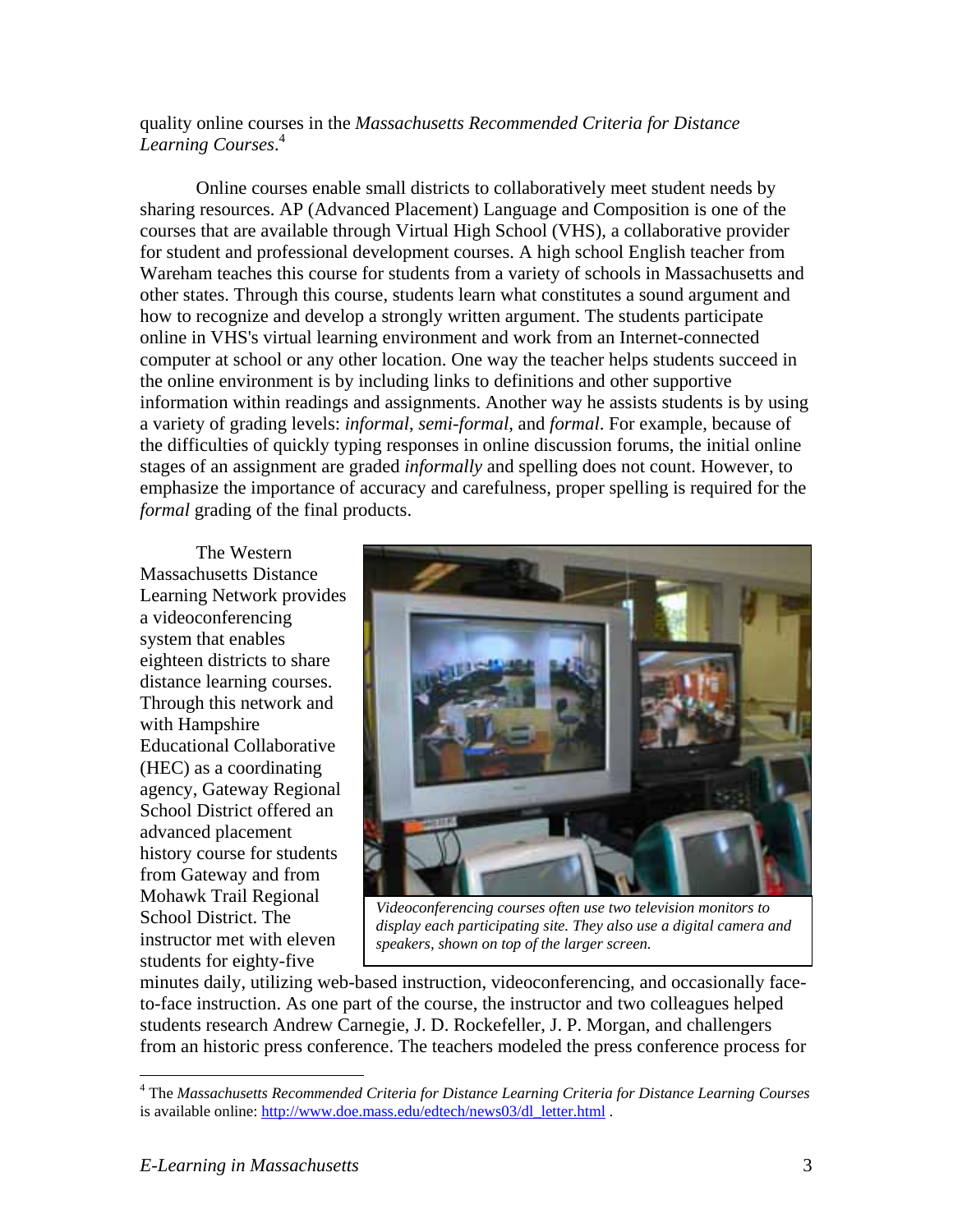quality online courses in the *Massachusetts Recommended Criteria for Distance Learning Courses*.[4]

Online courses enable small districts to collaboratively meet student needs by sharing resources. AP (Advanced Placement) Language and Composition is one of the courses that are available through Virtual High School (VHS), a collaborative provider for student and professional development courses. A high school English teacher from Wareham teaches this course for students from a variety of schools in Massachusetts and other states. Through this course, students learn what constitutes a sound argument and how to recognize and develop a strongly written argument. The students participate online in VHS's virtual learning environment and work from an Internet-connected computer at school or any other location. One way the teacher helps students succeed in the online environment is by including links to definitions and other supportive information within readings and assignments. Another way he assists students is by using a variety of grading levels: *informal*, *semi-formal*, and *formal*. For example, because of the difficulties of quickly typing responses in online discussion forums, the initial online stages of an assignment are graded *informally* and spelling does not count. However, to emphasize the importance of accuracy and carefulness, proper spelling is required for the *formal* grading of the final products.

The Western Massachusetts Distance Learning Network provides a videoconferencing system that enables eighteen districts to share distance learning courses. Through this network and with Hampshire Educational Collaborative (HEC) as a coordinating agency, Gateway Regional School District offered an advanced placement history course for students from Gateway and from Mohawk Trail Regional School District. The instructor met with eleven students for eighty-five minutes daily, utilizing web-based instruction, videoconferencing, and occasionally face-to-face instruction. As one part of the course, the instructor and two colleagues helped students research Andrew Carnegie, J. D. Rockefeller, J. P. Morgan, and challengers from an historic press conference. The teachers modeled the press conference process for

*Videoconferencing courses often use two television monitors to display each participating site. They also use a digital camera and speakers, shown on top of the larger screen.*

---

[4] The *Massachusetts Recommended Criteria for Distance Learning Criteria for Distance Learning Courses* is available online: http://www.doe.mass.edu/edtech/news03/dl_letter.html .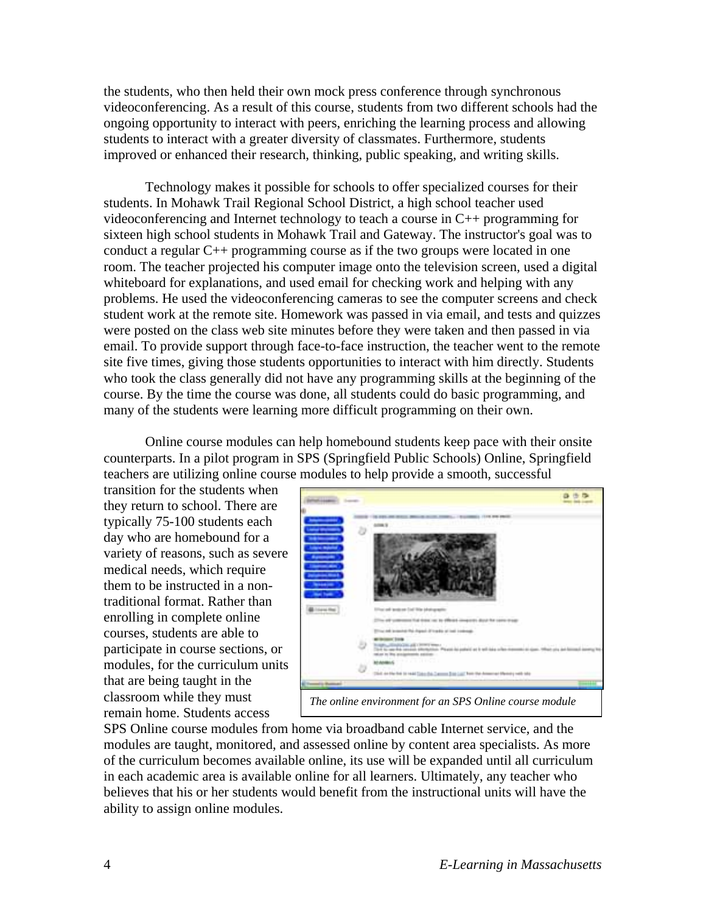the students, who then held their own mock press conference through synchronous videoconferencing. As a result of this course, students from two different schools had the ongoing opportunity to interact with peers, enriching the learning process and allowing students to interact with a greater diversity of classmates. Furthermore, students improved or enhanced their research, thinking, public speaking, and writing skills.

Technology makes it possible for schools to offer specialized courses for their students. In Mohawk Trail Regional School District, a high school teacher used videoconferencing and Internet technology to teach a course in C++ programming for sixteen high school students in Mohawk Trail and Gateway. The instructor's goal was to conduct a regular C++ programming course as if the two groups were located in one room. The teacher projected his computer image onto the television screen, used a digital whiteboard for explanations, and used email for checking work and helping with any problems. He used the videoconferencing cameras to see the computer screens and check student work at the remote site. Homework was passed in via email, and tests and quizzes were posted on the class web site minutes before they were taken and then passed in via email. To provide support through face-to-face instruction, the teacher went to the remote site five times, giving those students opportunities to interact with him directly. Students who took the class generally did not have any programming skills at the beginning of the course. By the time the course was done, all students could do basic programming, and many of the students were learning more difficult programming on their own.

Online course modules can help homebound students keep pace with their onsite counterparts. In a pilot program in SPS (Springfield Public Schools) Online, Springfield teachers are utilizing online course modules to help provide a smooth, successful transition for the students when they return to school. There are typically 75-100 students each day who are homebound for a variety of reasons, such as severe medical needs, which require them to be instructed in a non-traditional format. Rather than enrolling in complete online courses, students are able to participate in course sections, or modules, for the curriculum units that are being taught in the classroom while they must remain home. Students access SPS Online course modules from home via broadband cable Internet service, and the modules are taught, monitored, and assessed online by content area specialists. As more of the curriculum becomes available online, its use will be expanded until all curriculum in each academic area is available online for all learners. Ultimately, any teacher who believes that his or her students would benefit from the instructional units will have the ability to assign online modules.

*The online environment for an SPS Online course module*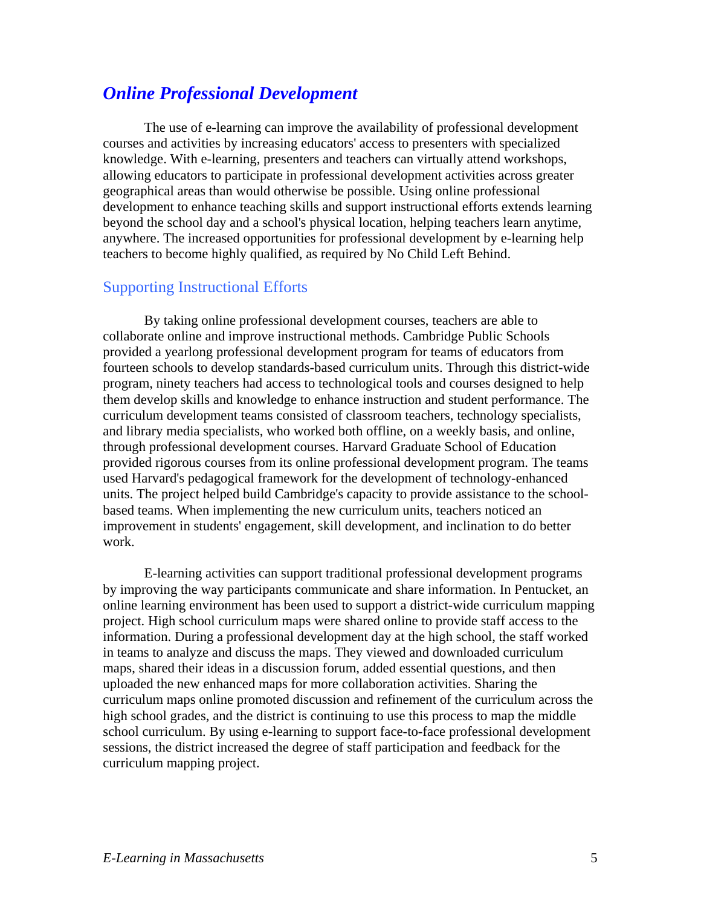## *Online Professional Development*

The use of e-learning can improve the availability of professional development courses and activities by increasing educators' access to presenters with specialized knowledge. With e-learning, presenters and teachers can virtually attend workshops, allowing educators to participate in professional development activities across greater geographical areas than would otherwise be possible. Using online professional development to enhance teaching skills and support instructional efforts extends learning beyond the school day and a school's physical location, helping teachers learn anytime, anywhere. The increased opportunities for professional development by e-learning help teachers to become highly qualified, as required by No Child Left Behind.

### Supporting Instructional Efforts

By taking online professional development courses, teachers are able to collaborate online and improve instructional methods. Cambridge Public Schools provided a yearlong professional development program for teams of educators from fourteen schools to develop standards-based curriculum units. Through this district-wide program, ninety teachers had access to technological tools and courses designed to help them develop skills and knowledge to enhance instruction and student performance. The curriculum development teams consisted of classroom teachers, technology specialists, and library media specialists, who worked both offline, on a weekly basis, and online, through professional development courses. Harvard Graduate School of Education provided rigorous courses from its online professional development program. The teams used Harvard's pedagogical framework for the development of technology-enhanced units. The project helped build Cambridge's capacity to provide assistance to the school-based teams. When implementing the new curriculum units, teachers noticed an improvement in students' engagement, skill development, and inclination to do better work.

E-learning activities can support traditional professional development programs by improving the way participants communicate and share information. In Pentucket, an online learning environment has been used to support a district-wide curriculum mapping project. High school curriculum maps were shared online to provide staff access to the information. During a professional development day at the high school, the staff worked in teams to analyze and discuss the maps. They viewed and downloaded curriculum maps, shared their ideas in a discussion forum, added essential questions, and then uploaded the new enhanced maps for more collaboration activities. Sharing the curriculum maps online promoted discussion and refinement of the curriculum across the high school grades, and the district is continuing to use this process to map the middle school curriculum. By using e-learning to support face-to-face professional development sessions, the district increased the degree of staff participation and feedback for the curriculum mapping project.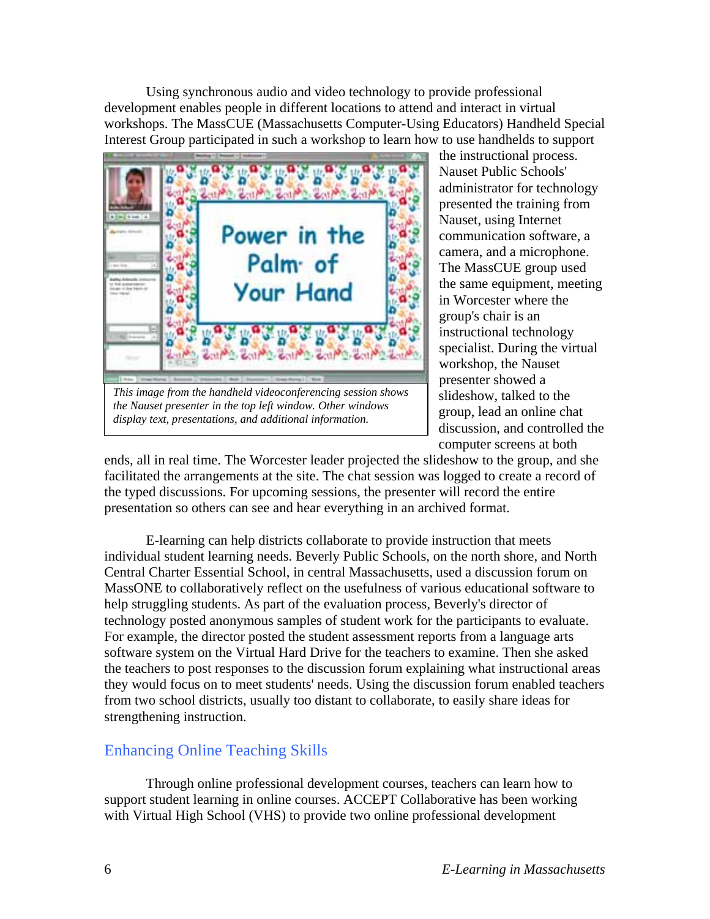Using synchronous audio and video technology to provide professional development enables people in different locations to attend and interact in virtual workshops. The MassCUE (Massachusetts Computer-Using Educators) Handheld Special Interest Group participated in such a workshop to learn how to use handhelds to support the instructional process. Nauset Public Schools' administrator for technology presented the training from Nauset, using Internet communication software, a camera, and a microphone. The MassCUE group used the same equipment, meeting in Worcester where the group's chair is an instructional technology specialist. During the virtual workshop, the Nauset presenter showed a slideshow, talked to the group, lead an online chat discussion, and controlled the computer screens at both ends, all in real time. The Worcester leader projected the slideshow to the group, and she facilitated the arrangements at the site. The chat session was logged to create a record of the typed discussions. For upcoming sessions, the presenter will record the entire presentation so others can see and hear everything in an archived format.

*This image from the handheld videoconferencing session shows the Nauset presenter in the top left window. Other windows display text, presentations, and additional information.*

E-learning can help districts collaborate to provide instruction that meets individual student learning needs. Beverly Public Schools, on the north shore, and North Central Charter Essential School, in central Massachusetts, used a discussion forum on MassONE to collaboratively reflect on the usefulness of various educational software to help struggling students. As part of the evaluation process, Beverly's director of technology posted anonymous samples of student work for the participants to evaluate. For example, the director posted the student assessment reports from a language arts software system on the Virtual Hard Drive for the teachers to examine. Then she asked the teachers to post responses to the discussion forum explaining what instructional areas they would focus on to meet students' needs. Using the discussion forum enabled teachers from two school districts, usually too distant to collaborate, to easily share ideas for strengthening instruction.

## Enhancing Online Teaching Skills

Through online professional development courses, teachers can learn how to support student learning in online courses. ACCEPT Collaborative has been working with Virtual High School (VHS) to provide two online professional development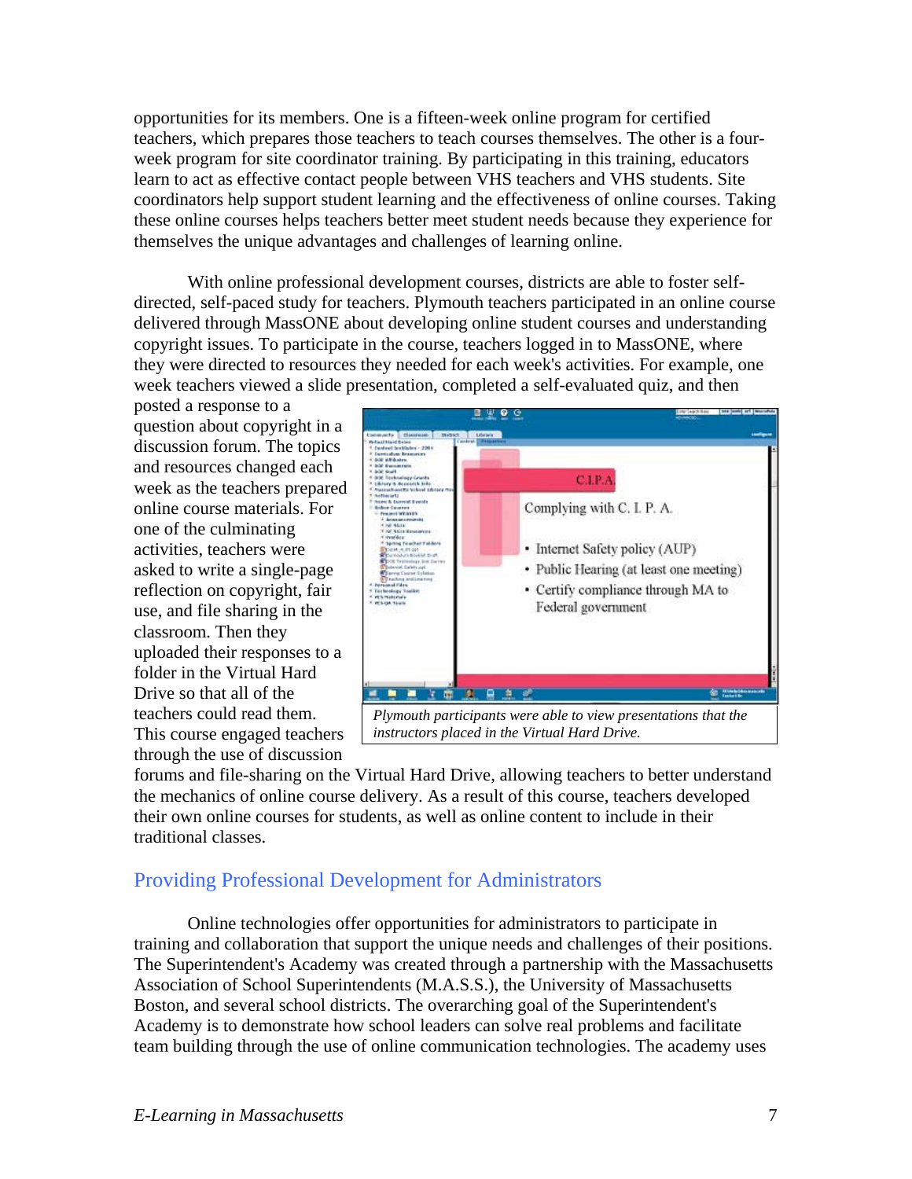opportunities for its members. One is a fifteen-week online program for certified teachers, which prepares those teachers to teach courses themselves. The other is a four-week program for site coordinator training. By participating in this training, educators learn to act as effective contact people between VHS teachers and VHS students. Site coordinators help support student learning and the effectiveness of online courses. Taking these online courses helps teachers better meet student needs because they experience for themselves the unique advantages and challenges of learning online.

With online professional development courses, districts are able to foster self-directed, self-paced study for teachers. Plymouth teachers participated in an online course delivered through MassONE about developing online student courses and understanding copyright issues. To participate in the course, teachers logged in to MassONE, where they were directed to resources they needed for each week's activities. For example, one week teachers viewed a slide presentation, completed a self-evaluated quiz, and then posted a response to a question about copyright in a discussion forum. The topics and resources changed each week as the teachers prepared online course materials. For one of the culminating activities, teachers were asked to write a single-page reflection on copyright, fair use, and file sharing in the classroom. Then they uploaded their responses to a folder in the Virtual Hard Drive so that all of the teachers could read them. This course engaged teachers through the use of discussion forums and file-sharing on the Virtual Hard Drive, allowing teachers to better understand the mechanics of online course delivery. As a result of this course, teachers developed their own online courses for students, as well as online content to include in their traditional classes.

*Plymouth participants were able to view presentations that the instructors placed in the Virtual Hard Drive.*

## Providing Professional Development for Administrators

Online technologies offer opportunities for administrators to participate in training and collaboration that support the unique needs and challenges of their positions. The Superintendent's Academy was created through a partnership with the Massachusetts Association of School Superintendents (M.A.S.S.), the University of Massachusetts Boston, and several school districts. The overarching goal of the Superintendent's Academy is to demonstrate how school leaders can solve real problems and facilitate team building through the use of online communication technologies. The academy uses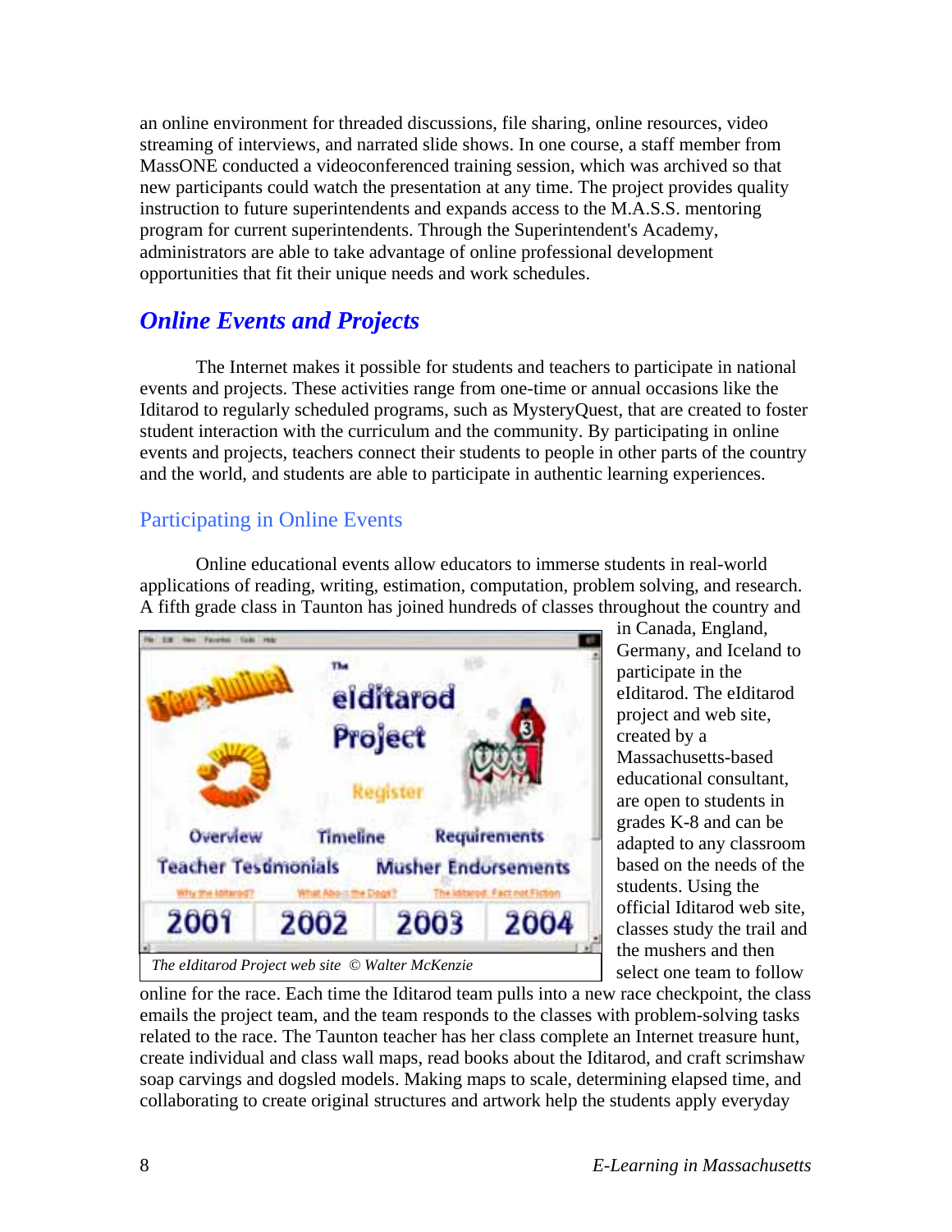an online environment for threaded discussions, file sharing, online resources, video streaming of interviews, and narrated slide shows. In one course, a staff member from MassONE conducted a videoconferenced training session, which was archived so that new participants could watch the presentation at any time. The project provides quality instruction to future superintendents and expands access to the M.A.S.S. mentoring program for current superintendents. Through the Superintendent's Academy, administrators are able to take advantage of online professional development opportunities that fit their unique needs and work schedules.

## *Online Events and Projects*

The Internet makes it possible for students and teachers to participate in national events and projects. These activities range from one-time or annual occasions like the Iditarod to regularly scheduled programs, such as MysteryQuest, that are created to foster student interaction with the curriculum and the community. By participating in online events and projects, teachers connect their students to people in other parts of the country and the world, and students are able to participate in authentic learning experiences.

### Participating in Online Events

Online educational events allow educators to immerse students in real-world applications of reading, writing, estimation, computation, problem solving, and research. A fifth grade class in Taunton has joined hundreds of classes throughout the country and in Canada, England, Germany, and Iceland to participate in the eIditarod. The eIditarod project and web site, created by a Massachusetts-based educational consultant, are open to students in grades K-8 and can be adapted to any classroom based on the needs of the students. Using the official Iditarod web site, classes study the trail and the mushers and then select one team to follow online for the race. Each time the Iditarod team pulls into a new race checkpoint, the class emails the project team, and the team responds to the classes with problem-solving tasks related to the race. The Taunton teacher has her class complete an Internet treasure hunt, create individual and class wall maps, read books about the Iditarod, and craft scrimshaw soap carvings and dogsled models. Making maps to scale, determining elapsed time, and collaborating to create original structures and artwork help the students apply everyday

*The eIditarod Project web site © Walter McKenzie*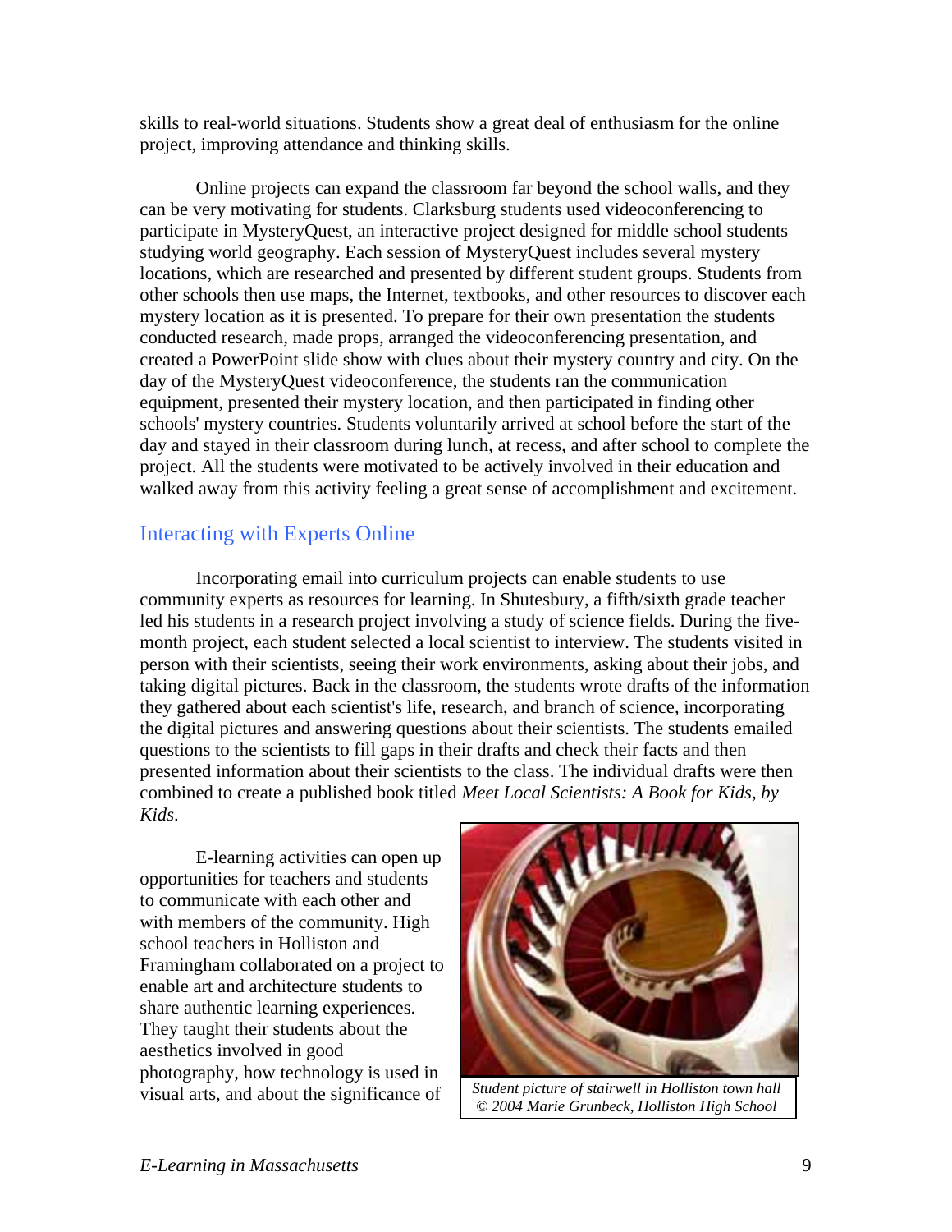skills to real-world situations. Students show a great deal of enthusiasm for the online project, improving attendance and thinking skills.

Online projects can expand the classroom far beyond the school walls, and they can be very motivating for students. Clarksburg students used videoconferencing to participate in MysteryQuest, an interactive project designed for middle school students studying world geography. Each session of MysteryQuest includes several mystery locations, which are researched and presented by different student groups. Students from other schools then use maps, the Internet, textbooks, and other resources to discover each mystery location as it is presented. To prepare for their own presentation the students conducted research, made props, arranged the videoconferencing presentation, and created a PowerPoint slide show with clues about their mystery country and city. On the day of the MysteryQuest videoconference, the students ran the communication equipment, presented their mystery location, and then participated in finding other schools' mystery countries. Students voluntarily arrived at school before the start of the day and stayed in their classroom during lunch, at recess, and after school to complete the project. All the students were motivated to be actively involved in their education and walked away from this activity feeling a great sense of accomplishment and excitement.

## Interacting with Experts Online

Incorporating email into curriculum projects can enable students to use community experts as resources for learning. In Shutesbury, a fifth/sixth grade teacher led his students in a research project involving a study of science fields. During the five-month project, each student selected a local scientist to interview. The students visited in person with their scientists, seeing their work environments, asking about their jobs, and taking digital pictures. Back in the classroom, the students wrote drafts of the information they gathered about each scientist's life, research, and branch of science, incorporating the digital pictures and answering questions about their scientists. The students emailed questions to the scientists to fill gaps in their drafts and check their facts and then presented information about their scientists to the class. The individual drafts were then combined to create a published book titled *Meet Local Scientists: A Book for Kids, by Kids*.

E-learning activities can open up opportunities for teachers and students to communicate with each other and with members of the community. High school teachers in Holliston and Framingham collaborated on a project to enable art and architecture students to share authentic learning experiences. They taught their students about the aesthetics involved in good photography, how technology is used in visual arts, and about the significance of

*Student picture of stairwell in Holliston town hall © 2004 Marie Grunbeck, Holliston High School*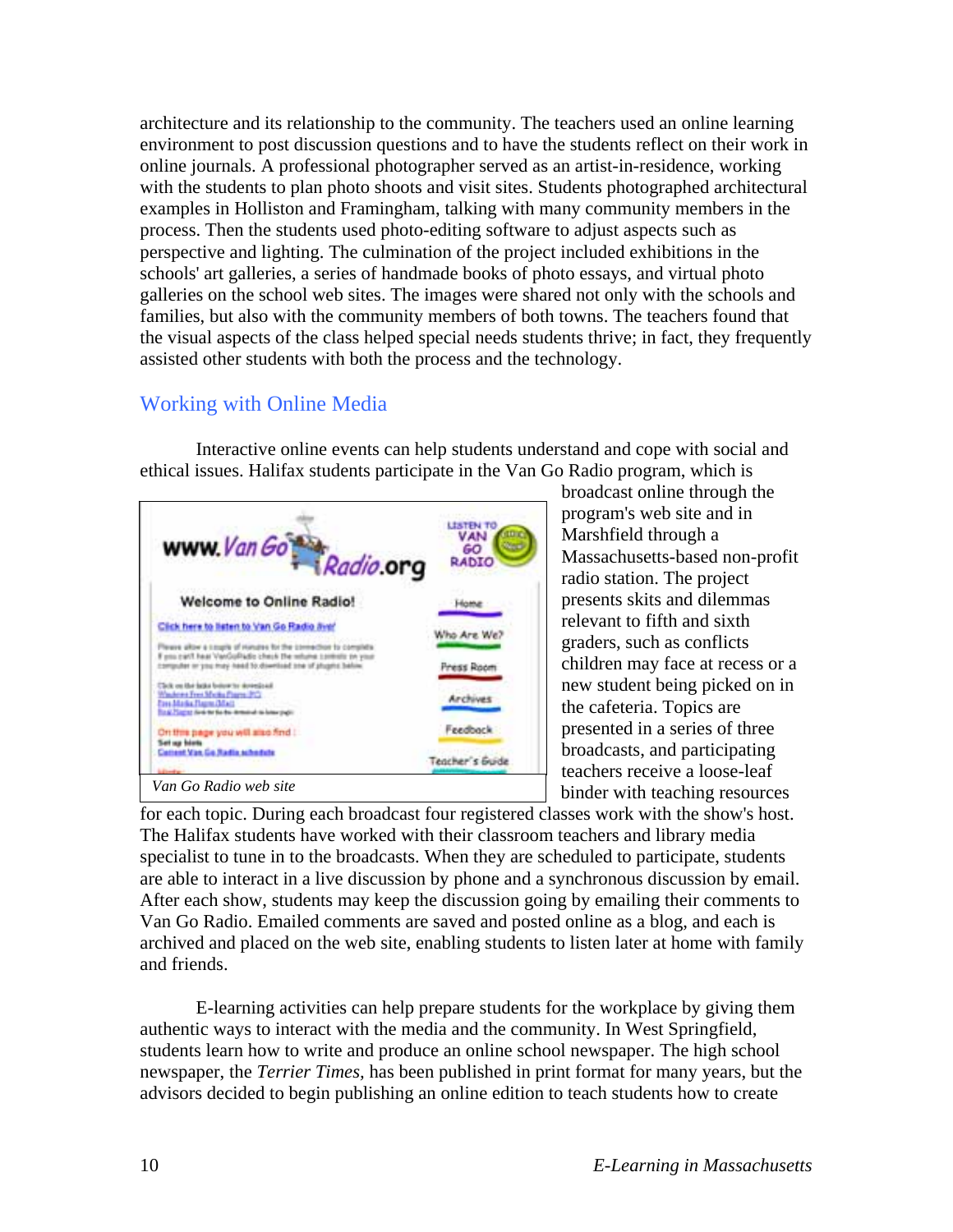architecture and its relationship to the community. The teachers used an online learning environment to post discussion questions and to have the students reflect on their work in online journals. A professional photographer served as an artist-in-residence, working with the students to plan photo shoots and visit sites. Students photographed architectural examples in Holliston and Framingham, talking with many community members in the process. Then the students used photo-editing software to adjust aspects such as perspective and lighting. The culmination of the project included exhibitions in the schools' art galleries, a series of handmade books of photo essays, and virtual photo galleries on the school web sites. The images were shared not only with the schools and families, but also with the community members of both towns. The teachers found that the visual aspects of the class helped special needs students thrive; in fact, they frequently assisted other students with both the process and the technology.

## Working with Online Media

Interactive online events can help students understand and cope with social and ethical issues. Halifax students participate in the Van Go Radio program, which is broadcast online through the program's web site and in Marshfield through a Massachusetts-based non-profit radio station. The project presents skits and dilemmas relevant to fifth and sixth graders, such as conflicts children may face at recess or a new student being picked on in the cafeteria. Topics are presented in a series of three broadcasts, and participating teachers receive a loose-leaf binder with teaching resources for each topic. During each broadcast four registered classes work with the show's host. The Halifax students have worked with their classroom teachers and library media specialist to tune in to the broadcasts. When they are scheduled to participate, students are able to interact in a live discussion by phone and a synchronous discussion by email. After each show, students may keep the discussion going by emailing their comments to Van Go Radio. Emailed comments are saved and posted online as a blog, and each is archived and placed on the web site, enabling students to listen later at home with family and friends.

*Van Go Radio web site*

E-learning activities can help prepare students for the workplace by giving them authentic ways to interact with the media and the community. In West Springfield, students learn how to write and produce an online school newspaper. The high school newspaper, the *Terrier Times*, has been published in print format for many years, but the advisors decided to begin publishing an online edition to teach students how to create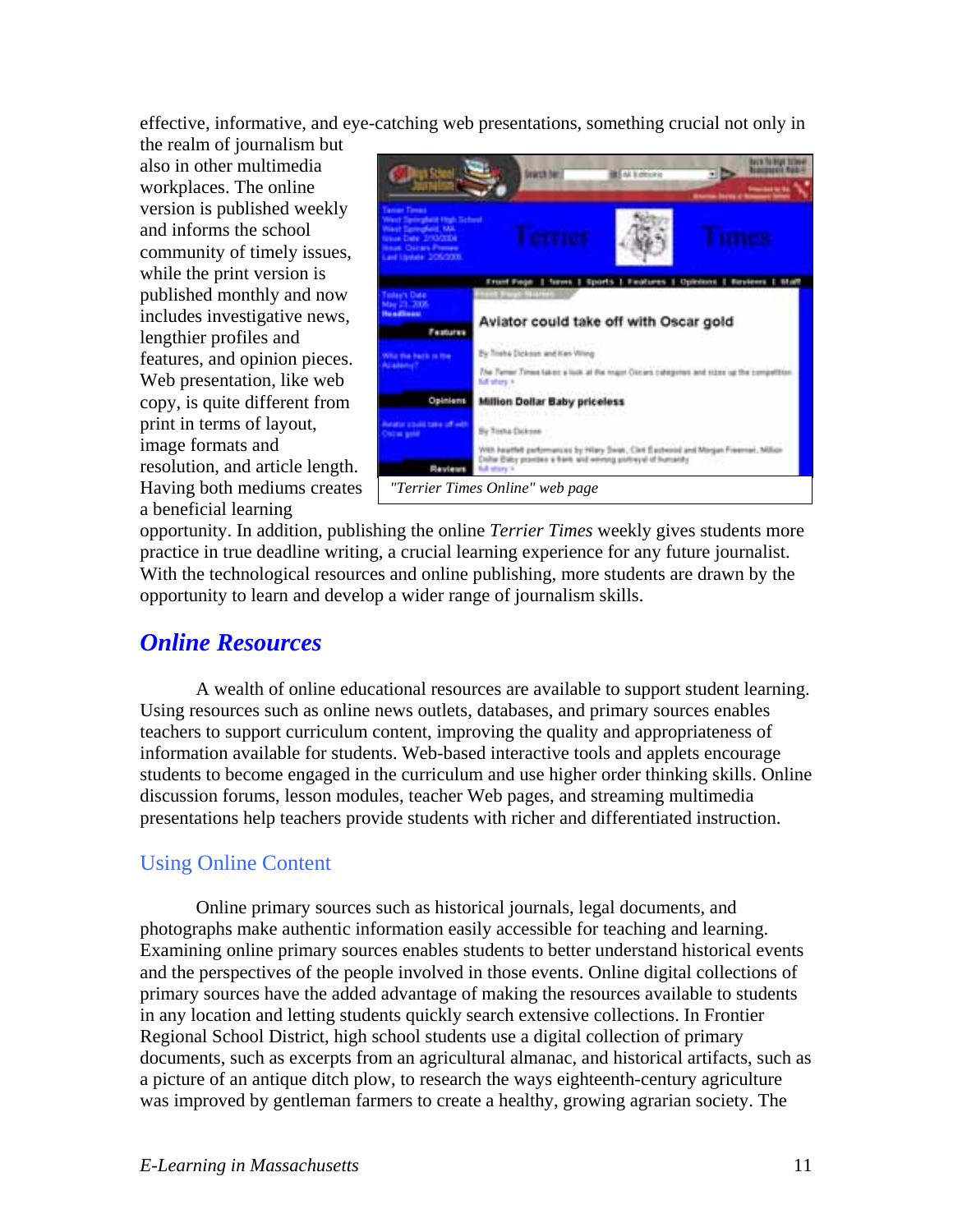effective, informative, and eye-catching web presentations, something crucial not only in the realm of journalism but also in other multimedia workplaces. The online version is published weekly and informs the school community of timely issues, while the print version is published monthly and now includes investigative news, lengthier profiles and features, and opinion pieces. Web presentation, like web copy, is quite different from print in terms of layout, image formats and resolution, and article length. Having both mediums creates a beneficial learning opportunity. In addition, publishing the online *Terrier Times* weekly gives students more practice in true deadline writing, a crucial learning experience for any future journalist. With the technological resources and online publishing, more students are drawn by the opportunity to learn and develop a wider range of journalism skills.

*"Terrier Times Online" web page*

## *Online Resources*

A wealth of online educational resources are available to support student learning. Using resources such as online news outlets, databases, and primary sources enables teachers to support curriculum content, improving the quality and appropriateness of information available for students. Web-based interactive tools and applets encourage students to become engaged in the curriculum and use higher order thinking skills. Online discussion forums, lesson modules, teacher Web pages, and streaming multimedia presentations help teachers provide students with richer and differentiated instruction.

### Using Online Content

Online primary sources such as historical journals, legal documents, and photographs make authentic information easily accessible for teaching and learning. Examining online primary sources enables students to better understand historical events and the perspectives of the people involved in those events. Online digital collections of primary sources have the added advantage of making the resources available to students in any location and letting students quickly search extensive collections. In Frontier Regional School District, high school students use a digital collection of primary documents, such as excerpts from an agricultural almanac, and historical artifacts, such as a picture of an antique ditch plow, to research the ways eighteenth-century agriculture was improved by gentleman farmers to create a healthy, growing agrarian society. The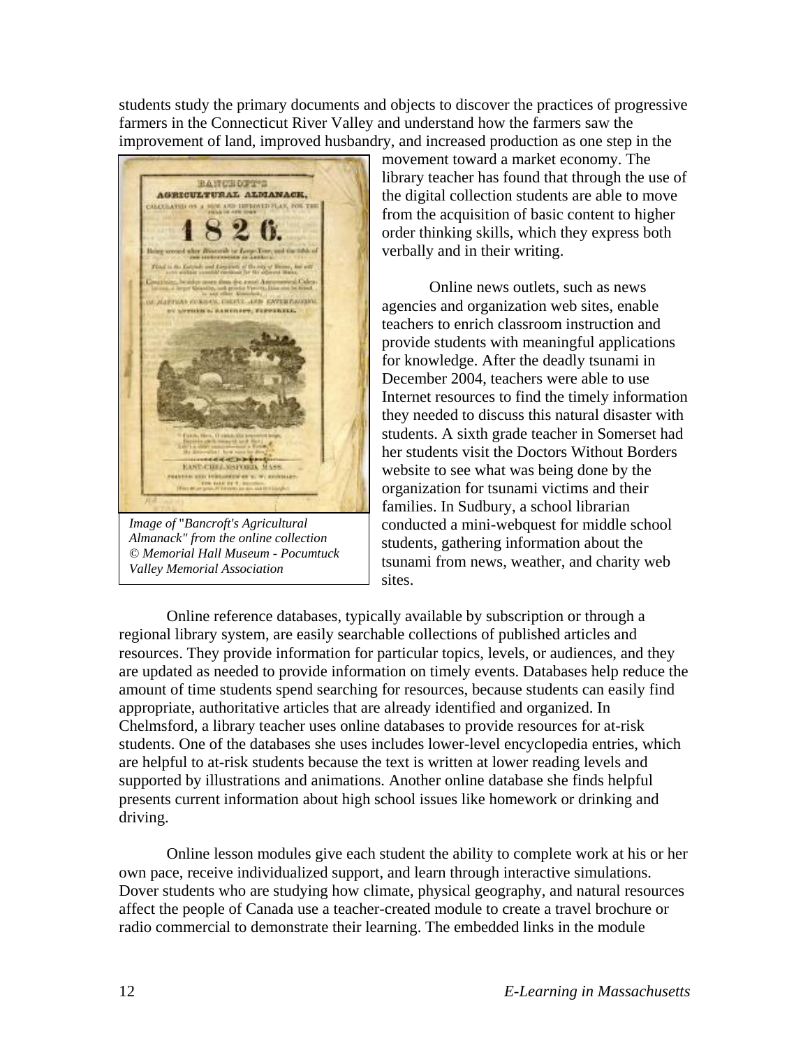students study the primary documents and objects to discover the practices of progressive farmers in the Connecticut River Valley and understand how the farmers saw the improvement of land, improved husbandry, and increased production as one step in the movement toward a market economy. The library teacher has found that through the use of the digital collection students are able to move from the acquisition of basic content to higher order thinking skills, which they express both verbally and in their writing.

*Image of "Bancroft's Agricultural Almanack" from the online collection © Memorial Hall Museum - Pocumtuck Valley Memorial Association*

Online news outlets, such as news agencies and organization web sites, enable teachers to enrich classroom instruction and provide students with meaningful applications for knowledge. After the deadly tsunami in December 2004, teachers were able to use Internet resources to find the timely information they needed to discuss this natural disaster with students. A sixth grade teacher in Somerset had her students visit the Doctors Without Borders website to see what was being done by the organization for tsunami victims and their families. In Sudbury, a school librarian conducted a mini-webquest for middle school students, gathering information about the tsunami from news, weather, and charity web sites.

Online reference databases, typically available by subscription or through a regional library system, are easily searchable collections of published articles and resources. They provide information for particular topics, levels, or audiences, and they are updated as needed to provide information on timely events. Databases help reduce the amount of time students spend searching for resources, because students can easily find appropriate, authoritative articles that are already identified and organized. In Chelmsford, a library teacher uses online databases to provide resources for at-risk students. One of the databases she uses includes lower-level encyclopedia entries, which are helpful to at-risk students because the text is written at lower reading levels and supported by illustrations and animations. Another online database she finds helpful presents current information about high school issues like homework or drinking and driving.

Online lesson modules give each student the ability to complete work at his or her own pace, receive individualized support, and learn through interactive simulations. Dover students who are studying how climate, physical geography, and natural resources affect the people of Canada use a teacher-created module to create a travel brochure or radio commercial to demonstrate their learning. The embedded links in the module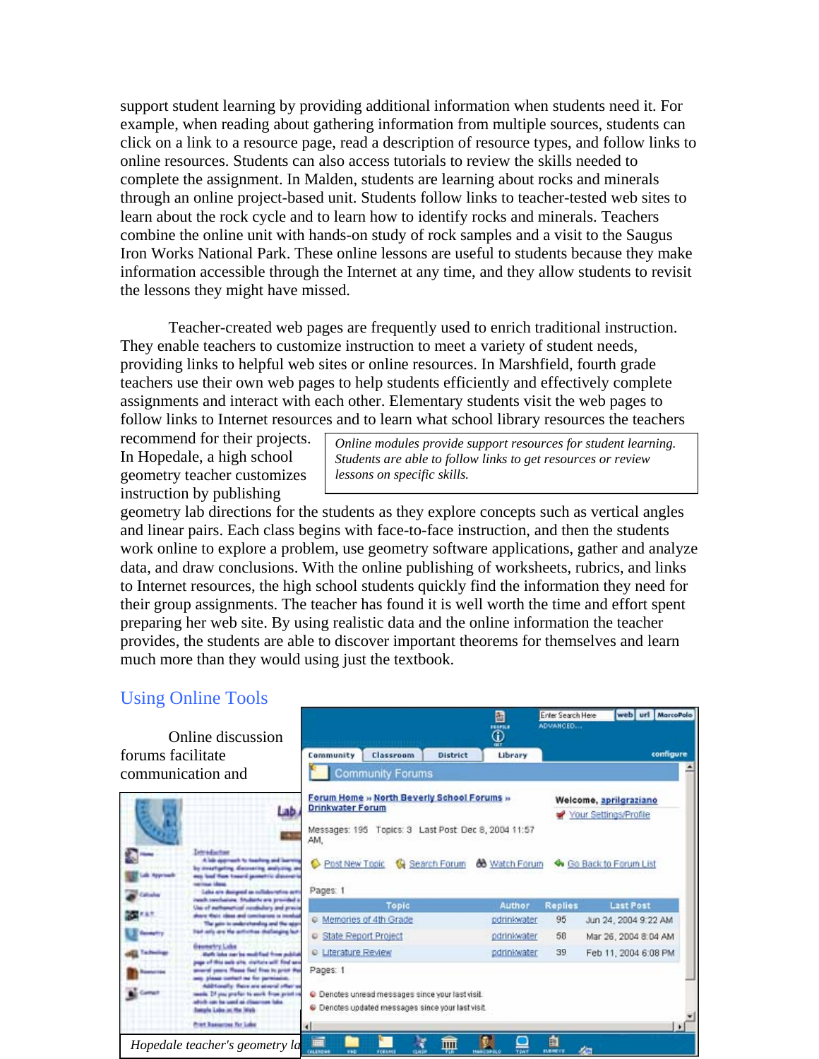support student learning by providing additional information when students need it. For example, when reading about gathering information from multiple sources, students can click on a link to a resource page, read a description of resource types, and follow links to online resources. Students can also access tutorials to review the skills needed to complete the assignment. In Malden, students are learning about rocks and minerals through an online project-based unit. Students follow links to teacher-tested web sites to learn about the rock cycle and to learn how to identify rocks and minerals. Teachers combine the online unit with hands-on study of rock samples and a visit to the Saugus Iron Works National Park. These online lessons are useful to students because they make information accessible through the Internet at any time, and they allow students to revisit the lessons they might have missed.

Teacher-created web pages are frequently used to enrich traditional instruction. They enable teachers to customize instruction to meet a variety of student needs, providing links to helpful web sites or online resources. In Marshfield, fourth grade teachers use their own web pages to help students efficiently and effectively complete assignments and interact with each other. Elementary students visit the web pages to follow links to Internet resources and to learn what school library resources the teachers recommend for their projects. In Hopedale, a high school geometry teacher customizes instruction by publishing geometry lab directions for the students as they explore concepts such as vertical angles and linear pairs. Each class begins with face-to-face instruction, and then the students work online to explore a problem, use geometry software applications, gather and analyze data, and draw conclusions. With the online publishing of worksheets, rubrics, and links to Internet resources, the high school students quickly find the information they need for their group assignments. The teacher has found it is well worth the time and effort spent preparing her web site. By using realistic data and the online information the teacher provides, the students are able to discover important theorems for themselves and learn much more than they would using just the textbook.

*Online modules provide support resources for student learning. Students are able to follow links to get resources or review lessons on specific skills.*

## Using Online Tools

Online discussion forums facilitate communication and

*Hopedale teacher's geometry la*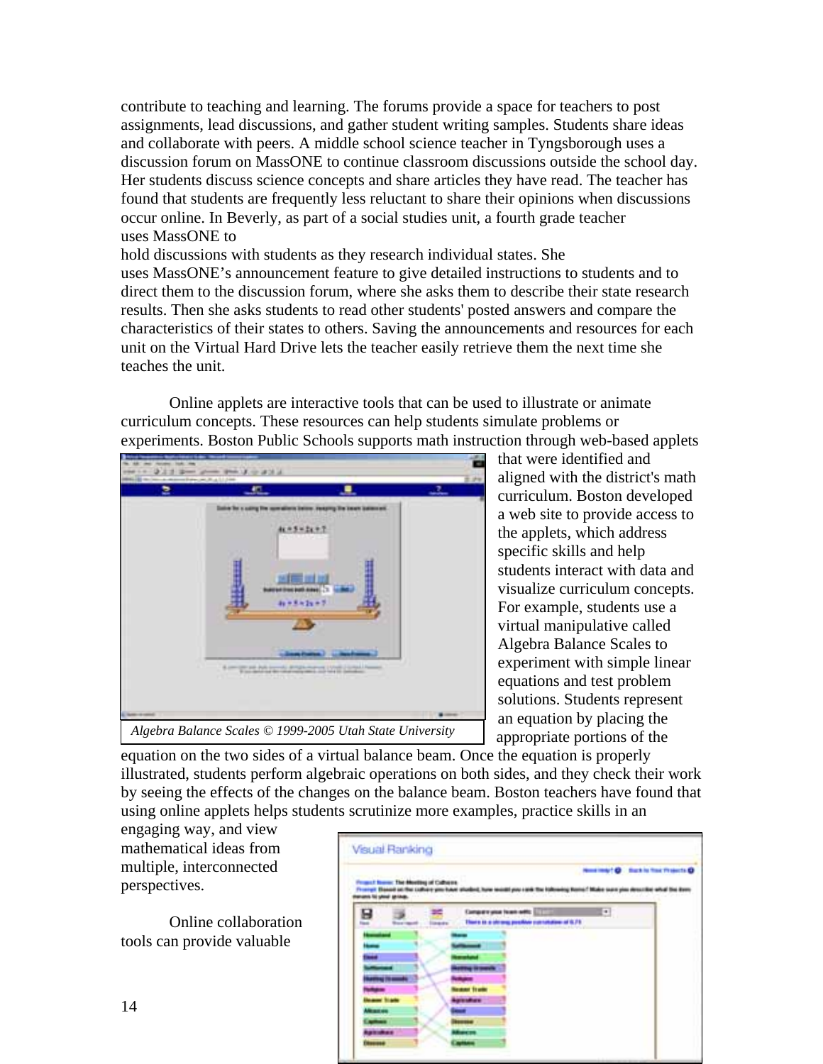contribute to teaching and learning. The forums provide a space for teachers to post assignments, lead discussions, and gather student writing samples. Students share ideas and collaborate with peers. A middle school science teacher in Tyngsborough uses a discussion forum on MassONE to continue classroom discussions outside the school day. Her students discuss science concepts and share articles they have read. The teacher has found that students are frequently less reluctant to share their opinions when discussions occur online. In Beverly, as part of a social studies unit, a fourth grade teacher uses MassONE to hold discussions with students as they research individual states. She uses MassONE's announcement feature to give detailed instructions to students and to direct them to the discussion forum, where she asks them to describe their state research results. Then she asks students to read other students' posted answers and compare the characteristics of their states to others. Saving the announcements and resources for each unit on the Virtual Hard Drive lets the teacher easily retrieve them the next time she teaches the unit.

Online applets are interactive tools that can be used to illustrate or animate curriculum concepts. These resources can help students simulate problems or experiments. Boston Public Schools supports math instruction through web-based applets that were identified and aligned with the district's math curriculum. Boston developed a web site to provide access to the applets, which address specific skills and help students interact with data and visualize curriculum concepts. For example, students use a virtual manipulative called Algebra Balance Scales to experiment with simple linear equations and test problem solutions. Students represent an equation by placing the appropriate portions of the equation on the two sides of a virtual balance beam. Once the equation is properly illustrated, students perform algebraic operations on both sides, and they check their work by seeing the effects of the changes on the balance beam. Boston teachers have found that using online applets helps students scrutinize more examples, practice skills in an engaging way, and view mathematical ideas from multiple, interconnected perspectives.

*Algebra Balance Scales © 1999-2005 Utah State University*

Online collaboration tools can provide valuable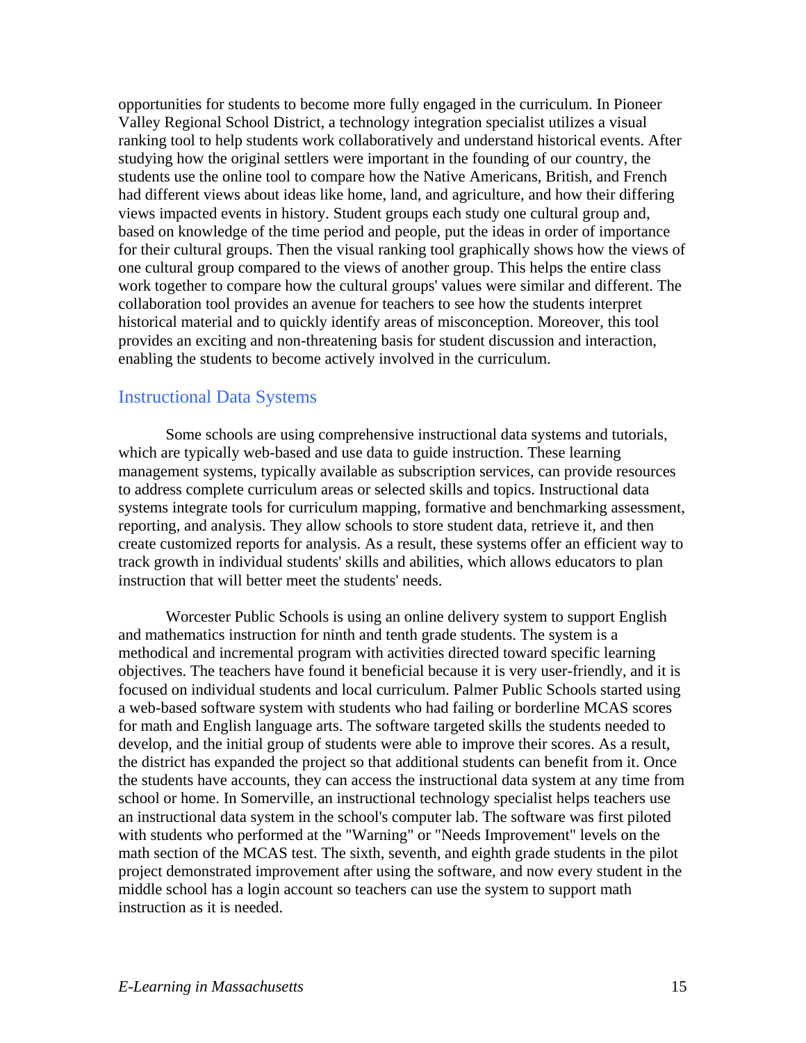opportunities for students to become more fully engaged in the curriculum. In Pioneer Valley Regional School District, a technology integration specialist utilizes a visual ranking tool to help students work collaboratively and understand historical events. After studying how the original settlers were important in the founding of our country, the students use the online tool to compare how the Native Americans, British, and French had different views about ideas like home, land, and agriculture, and how their differing views impacted events in history. Student groups each study one cultural group and, based on knowledge of the time period and people, put the ideas in order of importance for their cultural groups. Then the visual ranking tool graphically shows how the views of one cultural group compared to the views of another group. This helps the entire class work together to compare how the cultural groups' values were similar and different. The collaboration tool provides an avenue for teachers to see how the students interpret historical material and to quickly identify areas of misconception. Moreover, this tool provides an exciting and non-threatening basis for student discussion and interaction, enabling the students to become actively involved in the curriculum.

## Instructional Data Systems

Some schools are using comprehensive instructional data systems and tutorials, which are typically web-based and use data to guide instruction. These learning management systems, typically available as subscription services, can provide resources to address complete curriculum areas or selected skills and topics. Instructional data systems integrate tools for curriculum mapping, formative and benchmarking assessment, reporting, and analysis. They allow schools to store student data, retrieve it, and then create customized reports for analysis. As a result, these systems offer an efficient way to track growth in individual students' skills and abilities, which allows educators to plan instruction that will better meet the students' needs.

Worcester Public Schools is using an online delivery system to support English and mathematics instruction for ninth and tenth grade students. The system is a methodical and incremental program with activities directed toward specific learning objectives. The teachers have found it beneficial because it is very user-friendly, and it is focused on individual students and local curriculum. Palmer Public Schools started using a web-based software system with students who had failing or borderline MCAS scores for math and English language arts. The software targeted skills the students needed to develop, and the initial group of students were able to improve their scores. As a result, the district has expanded the project so that additional students can benefit from it. Once the students have accounts, they can access the instructional data system at any time from school or home. In Somerville, an instructional technology specialist helps teachers use an instructional data system in the school's computer lab. The software was first piloted with students who performed at the "Warning" or "Needs Improvement" levels on the math section of the MCAS test. The sixth, seventh, and eighth grade students in the pilot project demonstrated improvement after using the software, and now every student in the middle school has a login account so teachers can use the system to support math instruction as it is needed.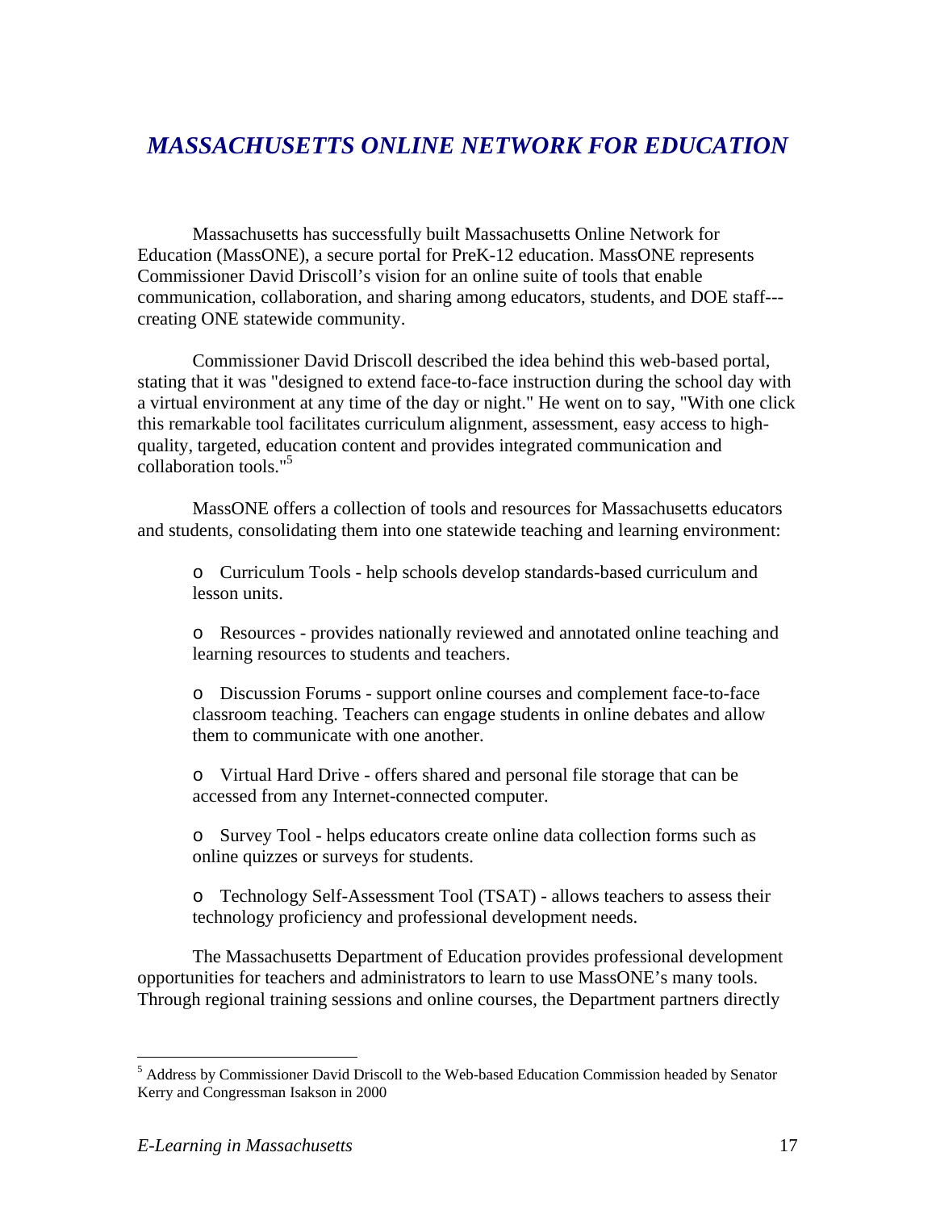## *MASSACHUSETTS ONLINE NETWORK FOR EDUCATION*

Massachusetts has successfully built Massachusetts Online Network for Education (MassONE), a secure portal for PreK-12 education. MassONE represents Commissioner David Driscoll's vision for an online suite of tools that enable communication, collaboration, and sharing among educators, students, and DOE staff---creating ONE statewide community.

Commissioner David Driscoll described the idea behind this web-based portal, stating that it was "designed to extend face-to-face instruction during the school day with a virtual environment at any time of the day or night." He went on to say, "With one click this remarkable tool facilitates curriculum alignment, assessment, easy access to high-quality, targeted, education content and provides integrated communication and collaboration tools."[5]

MassONE offers a collection of tools and resources for Massachusetts educators and students, consolidating them into one statewide teaching and learning environment:

- Curriculum Tools - help schools develop standards-based curriculum and lesson units.
- Resources - provides nationally reviewed and annotated online teaching and learning resources to students and teachers.
- Discussion Forums - support online courses and complement face-to-face classroom teaching. Teachers can engage students in online debates and allow them to communicate with one another.
- Virtual Hard Drive - offers shared and personal file storage that can be accessed from any Internet-connected computer.
- Survey Tool - helps educators create online data collection forms such as online quizzes or surveys for students.
- Technology Self-Assessment Tool (TSAT) - allows teachers to assess their technology proficiency and professional development needs.

The Massachusetts Department of Education provides professional development opportunities for teachers and administrators to learn to use MassONE's many tools. Through regional training sessions and online courses, the Department partners directly

---

[5] Address by Commissioner David Driscoll to the Web-based Education Commission headed by Senator Kerry and Congressman Isakson in 2000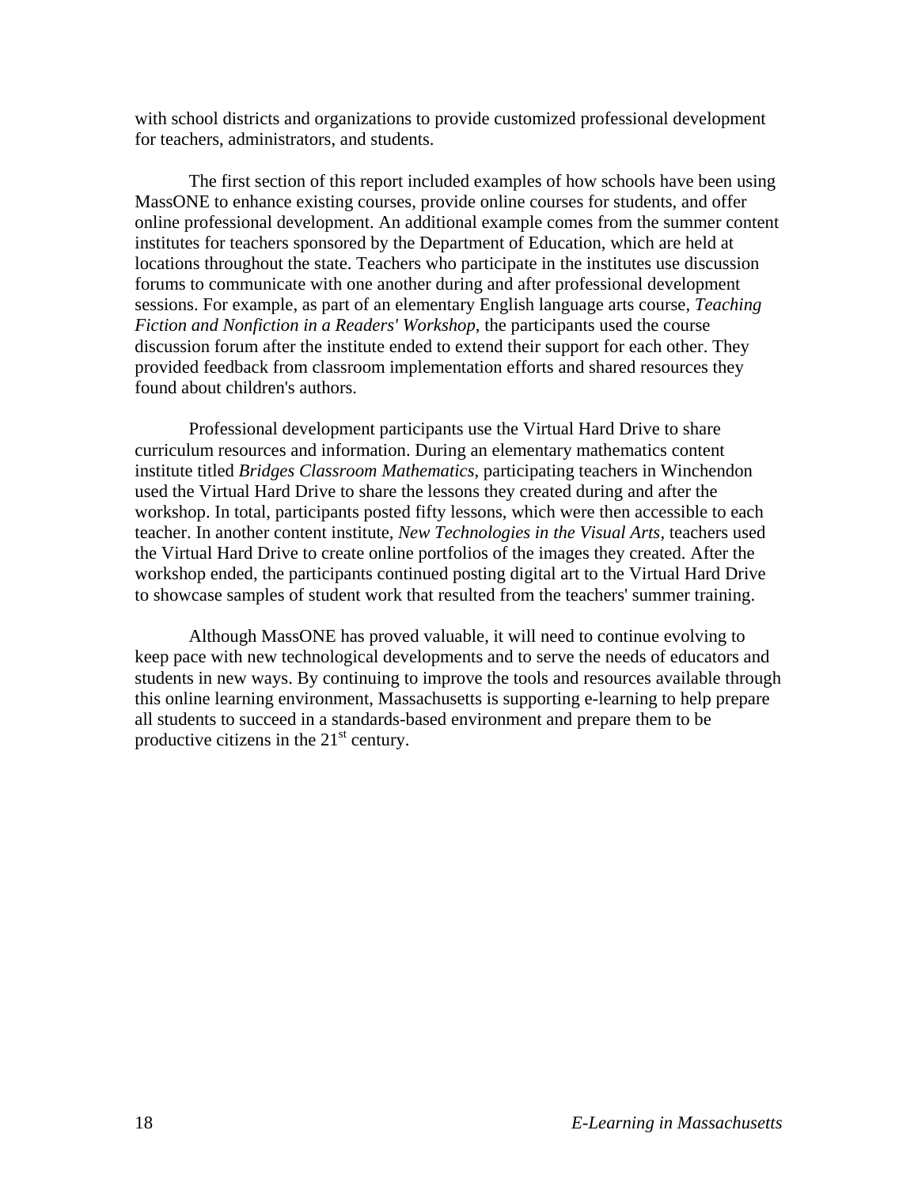with school districts and organizations to provide customized professional development for teachers, administrators, and students.

The first section of this report included examples of how schools have been using MassONE to enhance existing courses, provide online courses for students, and offer online professional development. An additional example comes from the summer content institutes for teachers sponsored by the Department of Education, which are held at locations throughout the state. Teachers who participate in the institutes use discussion forums to communicate with one another during and after professional development sessions. For example, as part of an elementary English language arts course, *Teaching Fiction and Nonfiction in a Readers' Workshop*, the participants used the course discussion forum after the institute ended to extend their support for each other. They provided feedback from classroom implementation efforts and shared resources they found about children's authors.

Professional development participants use the Virtual Hard Drive to share curriculum resources and information. During an elementary mathematics content institute titled *Bridges Classroom Mathematics*, participating teachers in Winchendon used the Virtual Hard Drive to share the lessons they created during and after the workshop. In total, participants posted fifty lessons, which were then accessible to each teacher. In another content institute, *New Technologies in the Visual Arts*, teachers used the Virtual Hard Drive to create online portfolios of the images they created. After the workshop ended, the participants continued posting digital art to the Virtual Hard Drive to showcase samples of student work that resulted from the teachers' summer training.

Although MassONE has proved valuable, it will need to continue evolving to keep pace with new technological developments and to serve the needs of educators and students in new ways. By continuing to improve the tools and resources available through this online learning environment, Massachusetts is supporting e-learning to help prepare all students to succeed in a standards-based environment and prepare them to be productive citizens in the 21st century.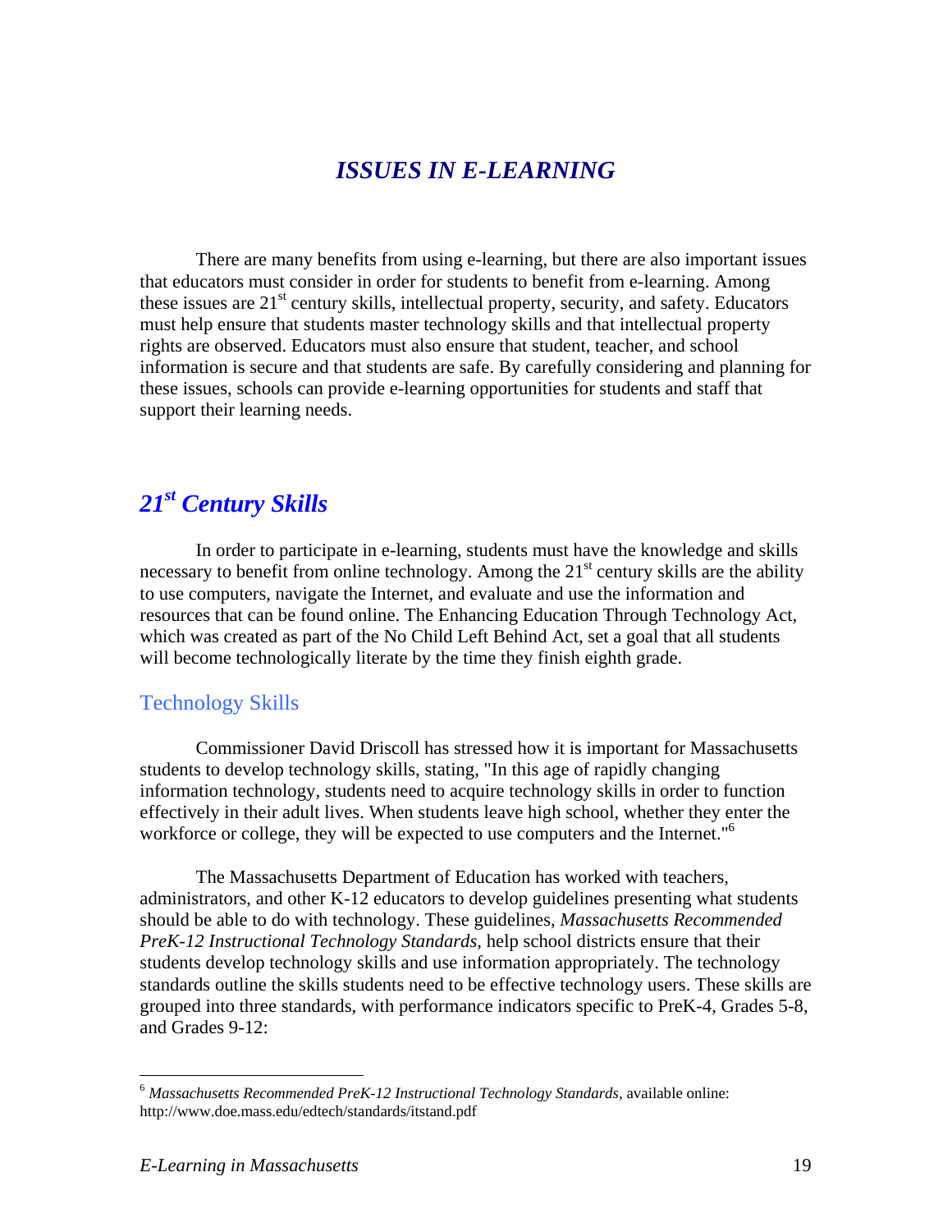# *ISSUES IN E-LEARNING*

There are many benefits from using e-learning, but there are also important issues that educators must consider in order for students to benefit from e-learning. Among these issues are 21st century skills, intellectual property, security, and safety. Educators must help ensure that students master technology skills and that intellectual property rights are observed. Educators must also ensure that student, teacher, and school information is secure and that students are safe. By carefully considering and planning for these issues, schools can provide e-learning opportunities for students and staff that support their learning needs.

## *21st Century Skills*

In order to participate in e-learning, students must have the knowledge and skills necessary to benefit from online technology. Among the 21st century skills are the ability to use computers, navigate the Internet, and evaluate and use the information and resources that can be found online. The Enhancing Education Through Technology Act, which was created as part of the No Child Left Behind Act, set a goal that all students will become technologically literate by the time they finish eighth grade.

### Technology Skills

Commissioner David Driscoll has stressed how it is important for Massachusetts students to develop technology skills, stating, "In this age of rapidly changing information technology, students need to acquire technology skills in order to function effectively in their adult lives. When students leave high school, whether they enter the workforce or college, they will be expected to use computers and the Internet."[6]

The Massachusetts Department of Education has worked with teachers, administrators, and other K-12 educators to develop guidelines presenting what students should be able to do with technology. These guidelines, *Massachusetts Recommended PreK-12 Instructional Technology Standards*, help school districts ensure that their students develop technology skills and use information appropriately. The technology standards outline the skills students need to be effective technology users. These skills are grouped into three standards, with performance indicators specific to PreK-4, Grades 5-8, and Grades 9-12:

---

[6] *Massachusetts Recommended PreK-12 Instructional Technology Standards*, available online: http://www.doe.mass.edu/edtech/standards/itstand.pdf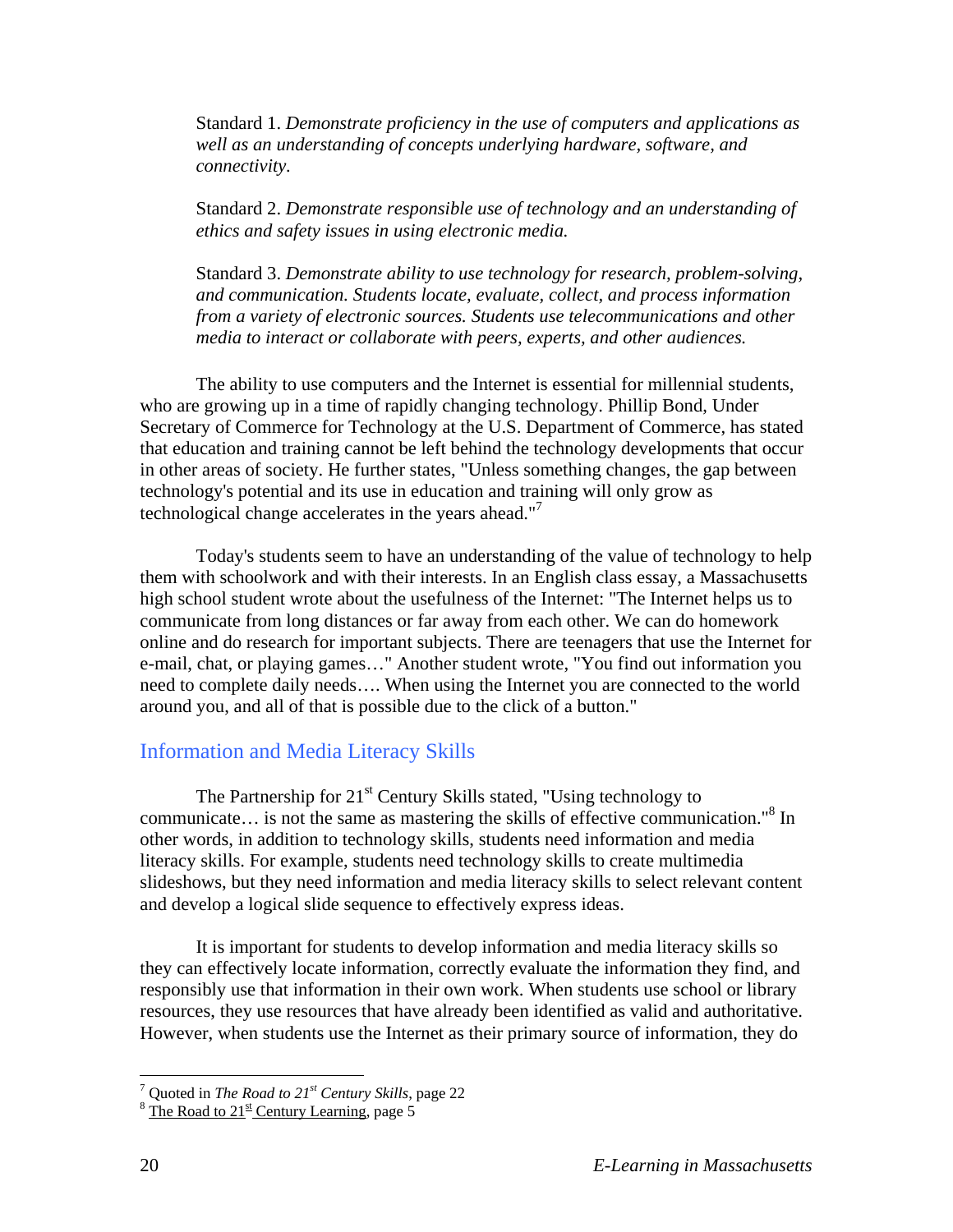Standard 1. *Demonstrate proficiency in the use of computers and applications as well as an understanding of concepts underlying hardware, software, and connectivity.*

Standard 2. *Demonstrate responsible use of technology and an understanding of ethics and safety issues in using electronic media.*

Standard 3. *Demonstrate ability to use technology for research, problem-solving, and communication. Students locate, evaluate, collect, and process information from a variety of electronic sources. Students use telecommunications and other media to interact or collaborate with peers, experts, and other audiences.*

The ability to use computers and the Internet is essential for millennial students, who are growing up in a time of rapidly changing technology. Phillip Bond, Under Secretary of Commerce for Technology at the U.S. Department of Commerce, has stated that education and training cannot be left behind the technology developments that occur in other areas of society. He further states, "Unless something changes, the gap between technology's potential and its use in education and training will only grow as technological change accelerates in the years ahead."[7]

Today's students seem to have an understanding of the value of technology to help them with schoolwork and with their interests. In an English class essay, a Massachusetts high school student wrote about the usefulness of the Internet: "The Internet helps us to communicate from long distances or far away from each other. We can do homework online and do research for important subjects. There are teenagers that use the Internet for e-mail, chat, or playing games…" Another student wrote, "You find out information you need to complete daily needs…. When using the Internet you are connected to the world around you, and all of that is possible due to the click of a button."

## Information and Media Literacy Skills

The Partnership for 21st Century Skills stated, "Using technology to communicate… is not the same as mastering the skills of effective communication."[8] In other words, in addition to technology skills, students need information and media literacy skills. For example, students need technology skills to create multimedia slideshows, but they need information and media literacy skills to select relevant content and develop a logical slide sequence to effectively express ideas.

It is important for students to develop information and media literacy skills so they can effectively locate information, correctly evaluate the information they find, and responsibly use that information in their own work. When students use school or library resources, they use resources that have already been identified as valid and authoritative. However, when students use the Internet as their primary source of information, they do

---

[7] Quoted in *The Road to 21st Century Skills*, page 22

[8] The Road to 21st Century Learning, page 5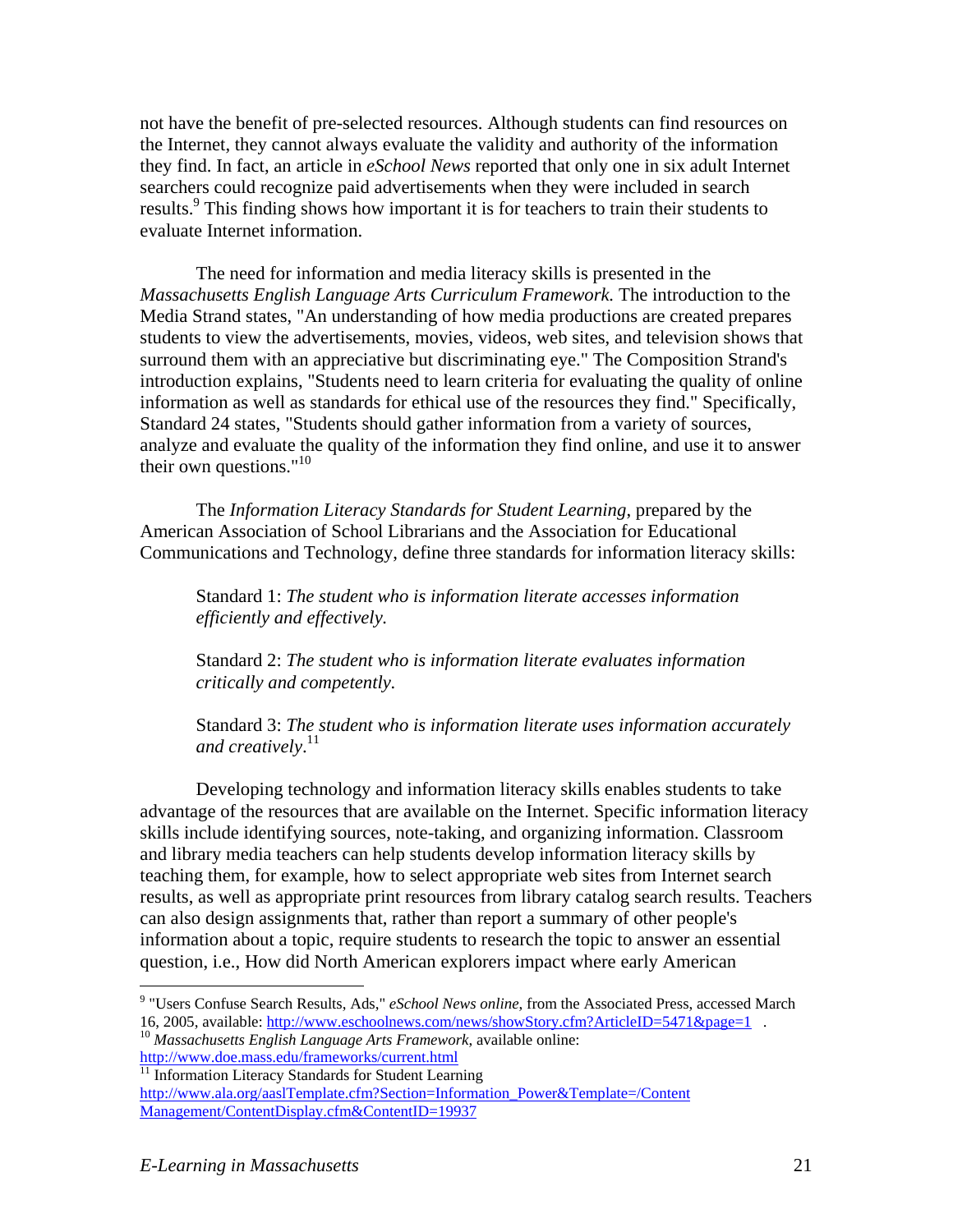not have the benefit of pre-selected resources. Although students can find resources on the Internet, they cannot always evaluate the validity and authority of the information they find. In fact, an article in *eSchool News* reported that only one in six adult Internet searchers could recognize paid advertisements when they were included in search results.[9] This finding shows how important it is for teachers to train their students to evaluate Internet information.

The need for information and media literacy skills is presented in the *Massachusetts English Language Arts Curriculum Framework.* The introduction to the Media Strand states, "An understanding of how media productions are created prepares students to view the advertisements, movies, videos, web sites, and television shows that surround them with an appreciative but discriminating eye." The Composition Strand's introduction explains, "Students need to learn criteria for evaluating the quality of online information as well as standards for ethical use of the resources they find." Specifically, Standard 24 states, "Students should gather information from a variety of sources, analyze and evaluate the quality of the information they find online, and use it to answer their own questions."[10]

The *Information Literacy Standards for Student Learning*, prepared by the American Association of School Librarians and the Association for Educational Communications and Technology, define three standards for information literacy skills:

> Standard 1: *The student who is information literate accesses information efficiently and effectively.*
>
> Standard 2: *The student who is information literate evaluates information critically and competently.*
>
> Standard 3: *The student who is information literate uses information accurately and creatively.*[11]

Developing technology and information literacy skills enables students to take advantage of the resources that are available on the Internet. Specific information literacy skills include identifying sources, note-taking, and organizing information. Classroom and library media teachers can help students develop information literacy skills by teaching them, for example, how to select appropriate web sites from Internet search results, as well as appropriate print resources from library catalog search results. Teachers can also design assignments that, rather than report a summary of other people's information about a topic, require students to research the topic to answer an essential question, i.e., How did North American explorers impact where early American

---

[9] "Users Confuse Search Results, Ads," *eSchool News online*, from the Associated Press, accessed March 16, 2005, available: http://www.eschoolnews.com/news/showStory.cfm?ArticleID=5471&page=1 .

[10] *Massachusetts English Language Arts Framework*, available online: http://www.doe.mass.edu/frameworks/current.html

[11] Information Literacy Standards for Student Learning http://www.ala.org/aaslTemplate.cfm?Section=Information_Power&Template=/ContentManagement/ContentDisplay.cfm&ContentID=19937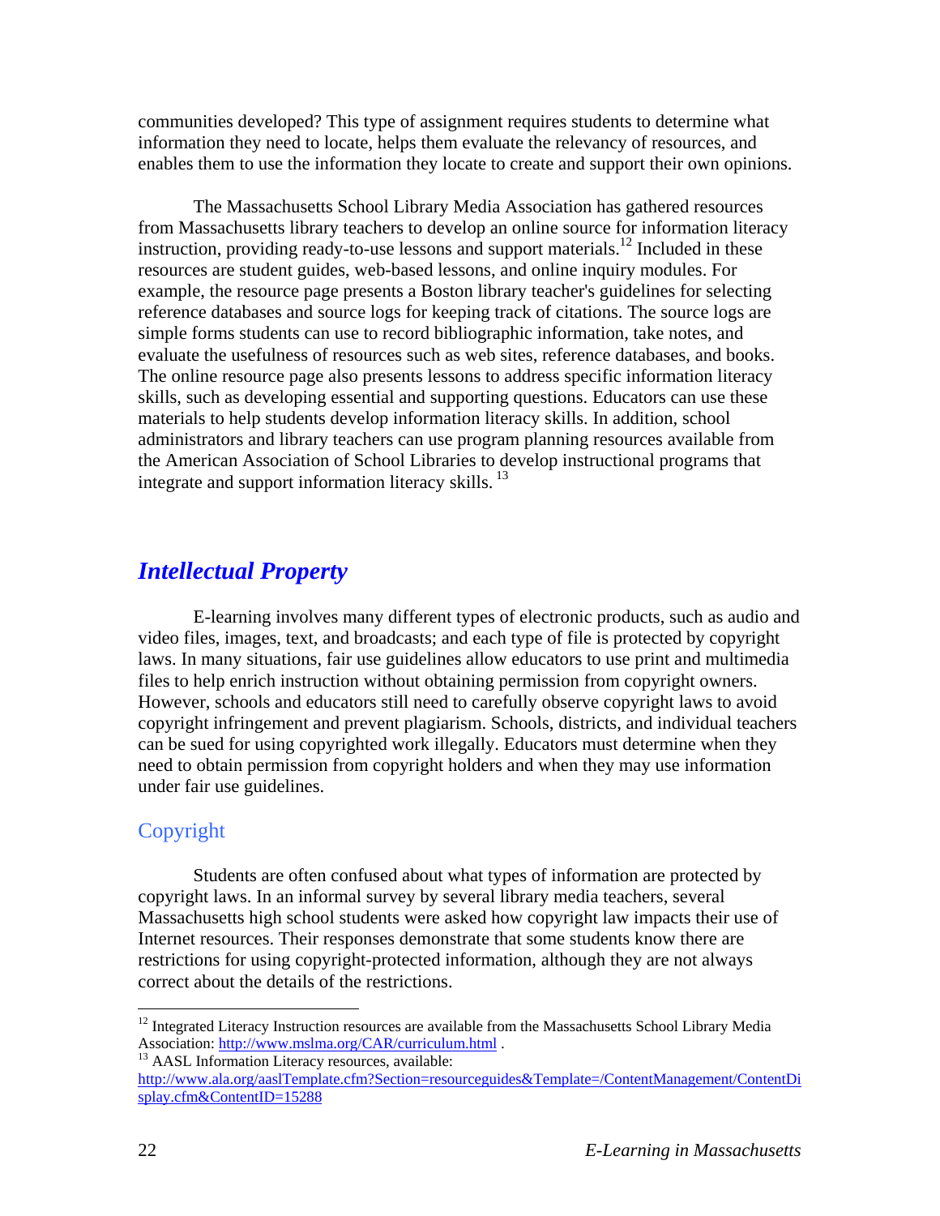communities developed? This type of assignment requires students to determine what information they need to locate, helps them evaluate the relevancy of resources, and enables them to use the information they locate to create and support their own opinions.

The Massachusetts School Library Media Association has gathered resources from Massachusetts library teachers to develop an online source for information literacy instruction, providing ready-to-use lessons and support materials.[12] Included in these resources are student guides, web-based lessons, and online inquiry modules. For example, the resource page presents a Boston library teacher's guidelines for selecting reference databases and source logs for keeping track of citations. The source logs are simple forms students can use to record bibliographic information, take notes, and evaluate the usefulness of resources such as web sites, reference databases, and books. The online resource page also presents lessons to address specific information literacy skills, such as developing essential and supporting questions. Educators can use these materials to help students develop information literacy skills. In addition, school administrators and library teachers can use program planning resources available from the American Association of School Libraries to develop instructional programs that integrate and support information literacy skills.[13]

## *Intellectual Property*

E-learning involves many different types of electronic products, such as audio and video files, images, text, and broadcasts; and each type of file is protected by copyright laws. In many situations, fair use guidelines allow educators to use print and multimedia files to help enrich instruction without obtaining permission from copyright owners. However, schools and educators still need to carefully observe copyright laws to avoid copyright infringement and prevent plagiarism. Schools, districts, and individual teachers can be sued for using copyrighted work illegally. Educators must determine when they need to obtain permission from copyright holders and when they may use information under fair use guidelines.

### Copyright

Students are often confused about what types of information are protected by copyright laws. In an informal survey by several library media teachers, several Massachusetts high school students were asked how copyright law impacts their use of Internet resources. Their responses demonstrate that some students know there are restrictions for using copyright-protected information, although they are not always correct about the details of the restrictions.

---

[12] Integrated Literacy Instruction resources are available from the Massachusetts School Library Media Association: http://www.mslma.org/CAR/curriculum.html .

[13] AASL Information Literacy resources, available: http://www.ala.org/aaslTemplate.cfm?Section=resourceguides&Template=/ContentManagement/ContentDisplay.cfm&ContentID=15288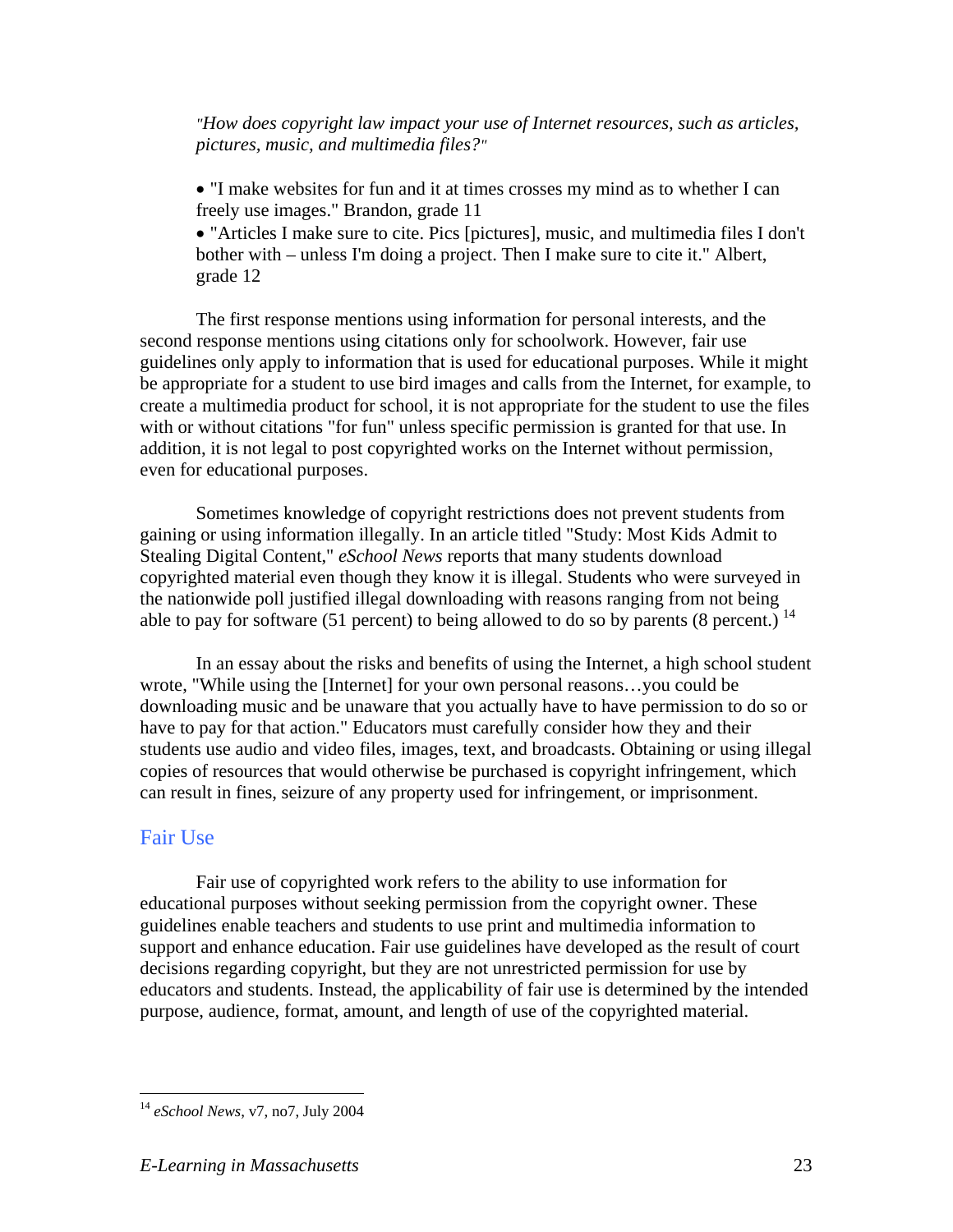*"How does copyright law impact your use of Internet resources, such as articles, pictures, music, and multimedia files?"*

- "I make websites for fun and it at times crosses my mind as to whether I can freely use images." Brandon, grade 11
- "Articles I make sure to cite. Pics [pictures], music, and multimedia files I don't bother with – unless I'm doing a project. Then I make sure to cite it." Albert, grade 12

The first response mentions using information for personal interests, and the second response mentions using citations only for schoolwork. However, fair use guidelines only apply to information that is used for educational purposes. While it might be appropriate for a student to use bird images and calls from the Internet, for example, to create a multimedia product for school, it is not appropriate for the student to use the files with or without citations "for fun" unless specific permission is granted for that use. In addition, it is not legal to post copyrighted works on the Internet without permission, even for educational purposes.

Sometimes knowledge of copyright restrictions does not prevent students from gaining or using information illegally. In an article titled "Study: Most Kids Admit to Stealing Digital Content," *eSchool News* reports that many students download copyrighted material even though they know it is illegal. Students who were surveyed in the nationwide poll justified illegal downloading with reasons ranging from not being able to pay for software (51 percent) to being allowed to do so by parents (8 percent.) [14]

In an essay about the risks and benefits of using the Internet, a high school student wrote, "While using the [Internet] for your own personal reasons…you could be downloading music and be unaware that you actually have to have permission to do so or have to pay for that action." Educators must carefully consider how they and their students use audio and video files, images, text, and broadcasts. Obtaining or using illegal copies of resources that would otherwise be purchased is copyright infringement, which can result in fines, seizure of any property used for infringement, or imprisonment.

## Fair Use

Fair use of copyrighted work refers to the ability to use information for educational purposes without seeking permission from the copyright owner. These guidelines enable teachers and students to use print and multimedia information to support and enhance education. Fair use guidelines have developed as the result of court decisions regarding copyright, but they are not unrestricted permission for use by educators and students. Instead, the applicability of fair use is determined by the intended purpose, audience, format, amount, and length of use of the copyrighted material.

---

[14] *eSchool News*, v7, no7, July 2004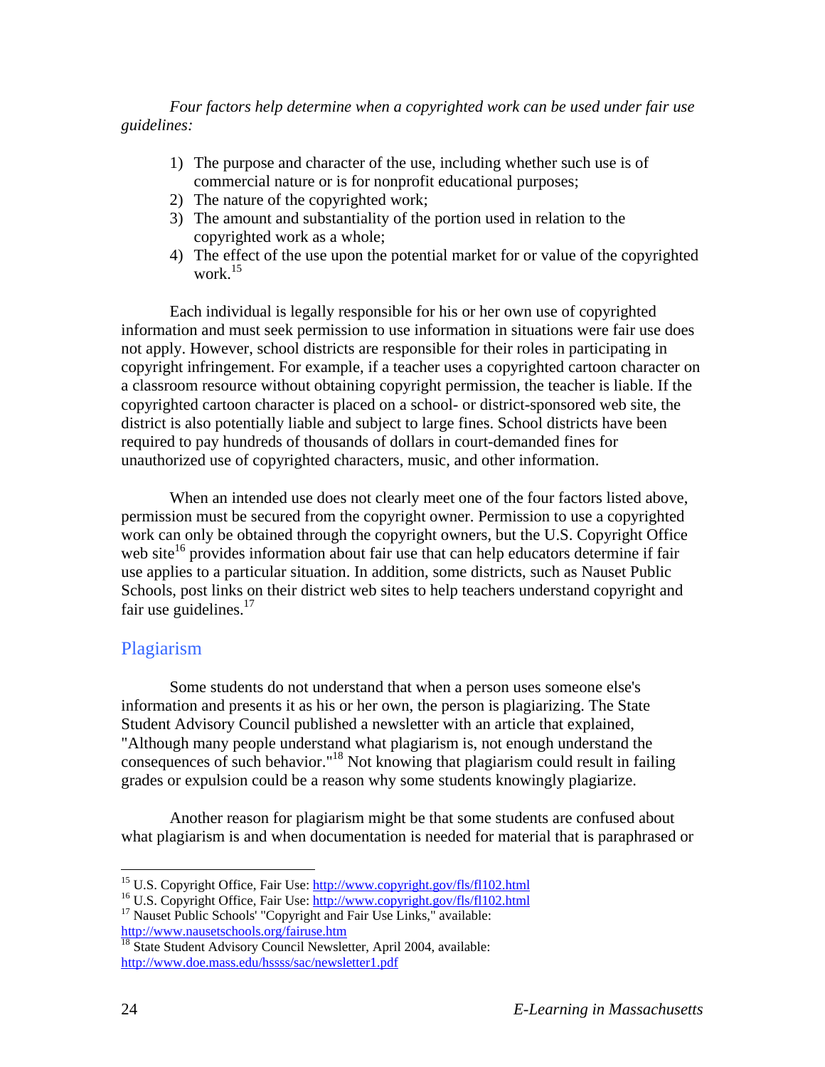*Four factors help determine when a copyrighted work can be used under fair use guidelines:*

1) The purpose and character of the use, including whether such use is of commercial nature or is for nonprofit educational purposes;
2) The nature of the copyrighted work;
3) The amount and substantiality of the portion used in relation to the copyrighted work as a whole;
4) The effect of the use upon the potential market for or value of the copyrighted work.[15]

Each individual is legally responsible for his or her own use of copyrighted information and must seek permission to use information in situations were fair use does not apply. However, school districts are responsible for their roles in participating in copyright infringement. For example, if a teacher uses a copyrighted cartoon character on a classroom resource without obtaining copyright permission, the teacher is liable. If the copyrighted cartoon character is placed on a school- or district-sponsored web site, the district is also potentially liable and subject to large fines. School districts have been required to pay hundreds of thousands of dollars in court-demanded fines for unauthorized use of copyrighted characters, music, and other information.

When an intended use does not clearly meet one of the four factors listed above, permission must be secured from the copyright owner. Permission to use a copyrighted work can only be obtained through the copyright owners, but the U.S. Copyright Office web site[16] provides information about fair use that can help educators determine if fair use applies to a particular situation. In addition, some districts, such as Nauset Public Schools, post links on their district web sites to help teachers understand copyright and fair use guidelines.[17]

## Plagiarism

Some students do not understand that when a person uses someone else's information and presents it as his or her own, the person is plagiarizing. The State Student Advisory Council published a newsletter with an article that explained, "Although many people understand what plagiarism is, not enough understand the consequences of such behavior."[18] Not knowing that plagiarism could result in failing grades or expulsion could be a reason why some students knowingly plagiarize.

Another reason for plagiarism might be that some students are confused about what plagiarism is and when documentation is needed for material that is paraphrased or

---

[15] U.S. Copyright Office, Fair Use: http://www.copyright.gov/fls/fl102.html
[16] U.S. Copyright Office, Fair Use: http://www.copyright.gov/fls/fl102.html
[17] Nauset Public Schools' "Copyright and Fair Use Links," available: http://www.nausetschools.org/fairuse.htm
[18] State Student Advisory Council Newsletter, April 2004, available: http://www.doe.mass.edu/hssss/sac/newsletter1.pdf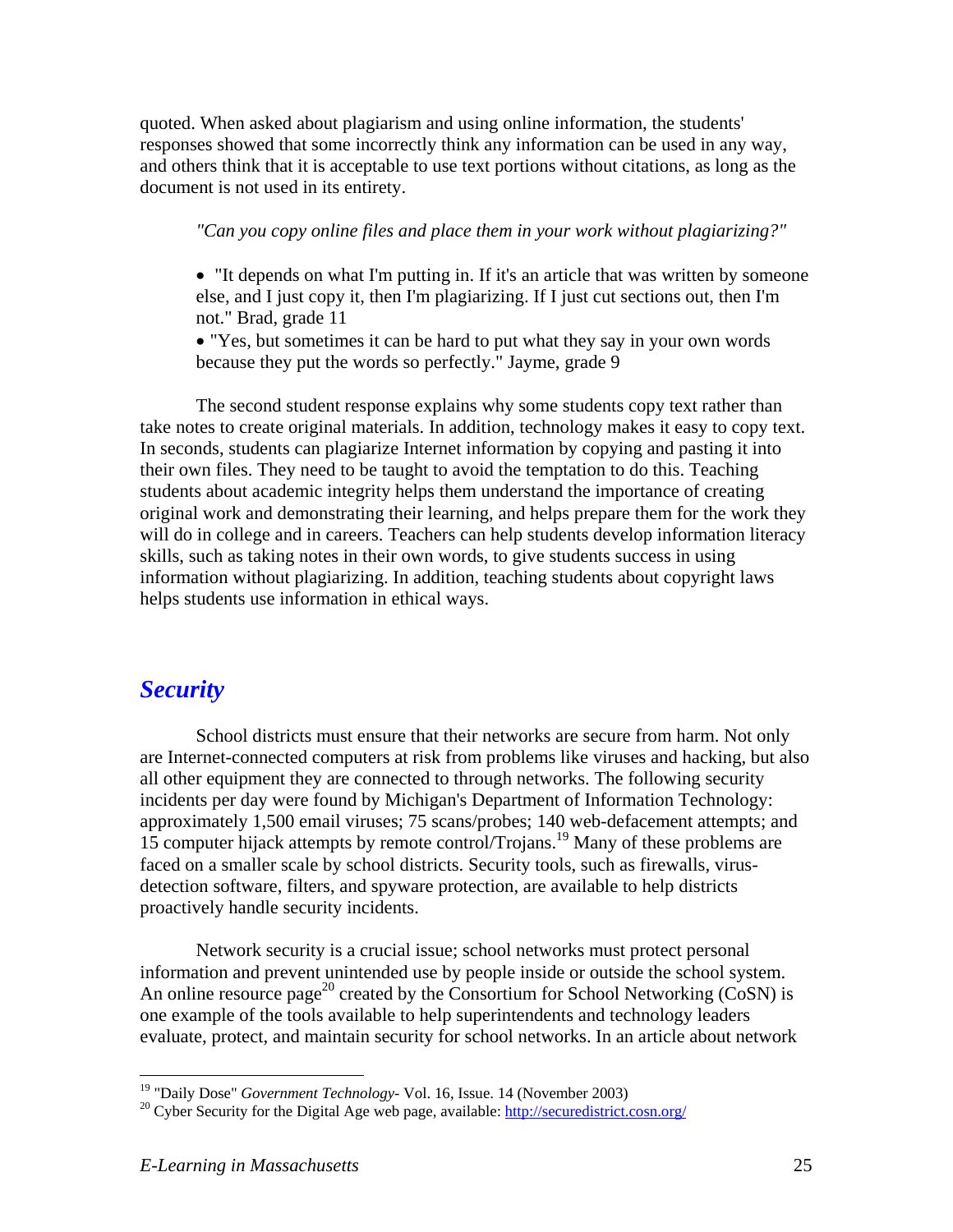quoted. When asked about plagiarism and using online information, the students' responses showed that some incorrectly think any information can be used in any way, and others think that it is acceptable to use text portions without citations, as long as the document is not used in its entirety.

> *"Can you copy online files and place them in your work without plagiarizing?"*
>
> - "It depends on what I'm putting in. If it's an article that was written by someone else, and I just copy it, then I'm plagiarizing. If I just cut sections out, then I'm not." Brad, grade 11
> - "Yes, but sometimes it can be hard to put what they say in your own words because they put the words so perfectly." Jayme, grade 9

The second student response explains why some students copy text rather than take notes to create original materials. In addition, technology makes it easy to copy text. In seconds, students can plagiarize Internet information by copying and pasting it into their own files. They need to be taught to avoid the temptation to do this. Teaching students about academic integrity helps them understand the importance of creating original work and demonstrating their learning, and helps prepare them for the work they will do in college and in careers. Teachers can help students develop information literacy skills, such as taking notes in their own words, to give students success in using information without plagiarizing. In addition, teaching students about copyright laws helps students use information in ethical ways.

## *Security*

School districts must ensure that their networks are secure from harm. Not only are Internet-connected computers at risk from problems like viruses and hacking, but also all other equipment they are connected to through networks. The following security incidents per day were found by Michigan's Department of Information Technology: approximately 1,500 email viruses; 75 scans/probes; 140 web-defacement attempts; and 15 computer hijack attempts by remote control/Trojans.[19] Many of these problems are faced on a smaller scale by school districts. Security tools, such as firewalls, virus-detection software, filters, and spyware protection, are available to help districts proactively handle security incidents.

Network security is a crucial issue; school networks must protect personal information and prevent unintended use by people inside or outside the school system. An online resource page[20] created by the Consortium for School Networking (CoSN) is one example of the tools available to help superintendents and technology leaders evaluate, protect, and maintain security for school networks. In an article about network

---

[19] "Daily Dose" *Government Technology*- Vol. 16, Issue. 14 (November 2003)

[20] Cyber Security for the Digital Age web page, available: http://securedistrict.cosn.org/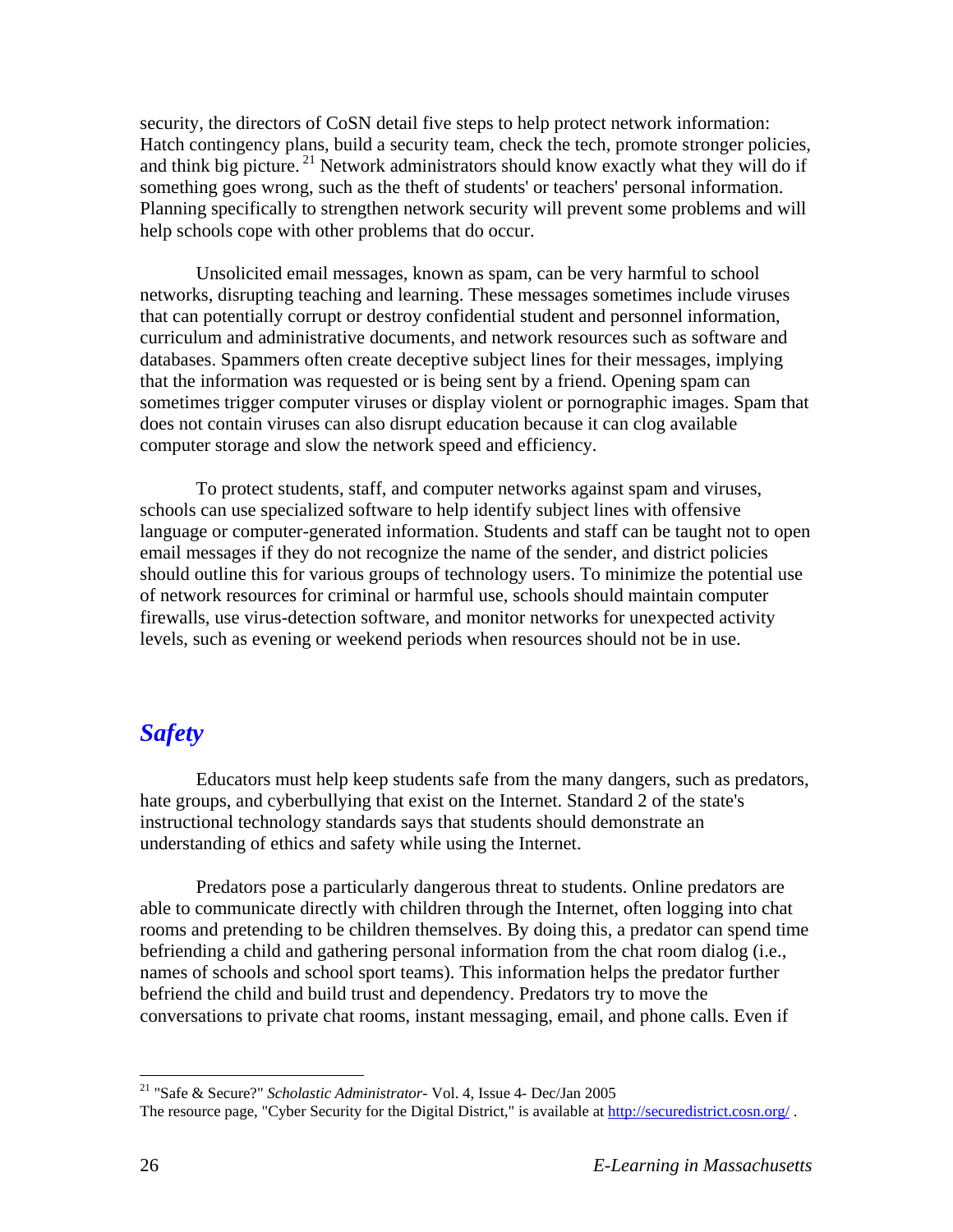security, the directors of CoSN detail five steps to help protect network information: Hatch contingency plans, build a security team, check the tech, promote stronger policies, and think big picture.[21] Network administrators should know exactly what they will do if something goes wrong, such as the theft of students' or teachers' personal information. Planning specifically to strengthen network security will prevent some problems and will help schools cope with other problems that do occur.

Unsolicited email messages, known as spam, can be very harmful to school networks, disrupting teaching and learning. These messages sometimes include viruses that can potentially corrupt or destroy confidential student and personnel information, curriculum and administrative documents, and network resources such as software and databases. Spammers often create deceptive subject lines for their messages, implying that the information was requested or is being sent by a friend. Opening spam can sometimes trigger computer viruses or display violent or pornographic images. Spam that does not contain viruses can also disrupt education because it can clog available computer storage and slow the network speed and efficiency.

To protect students, staff, and computer networks against spam and viruses, schools can use specialized software to help identify subject lines with offensive language or computer-generated information. Students and staff can be taught not to open email messages if they do not recognize the name of the sender, and district policies should outline this for various groups of technology users. To minimize the potential use of network resources for criminal or harmful use, schools should maintain computer firewalls, use virus-detection software, and monitor networks for unexpected activity levels, such as evening or weekend periods when resources should not be in use.

## *Safety*

Educators must help keep students safe from the many dangers, such as predators, hate groups, and cyberbullying that exist on the Internet. Standard 2 of the state's instructional technology standards says that students should demonstrate an understanding of ethics and safety while using the Internet.

Predators pose a particularly dangerous threat to students. Online predators are able to communicate directly with children through the Internet, often logging into chat rooms and pretending to be children themselves. By doing this, a predator can spend time befriending a child and gathering personal information from the chat room dialog (i.e., names of schools and school sport teams). This information helps the predator further befriend the child and build trust and dependency. Predators try to move the conversations to private chat rooms, instant messaging, email, and phone calls. Even if

---

[21] "Safe & Secure?" *Scholastic Administrator*- Vol. 4, Issue 4- Dec/Jan 2005
The resource page, "Cyber Security for the Digital District," is available at http://securedistrict.cosn.org/ .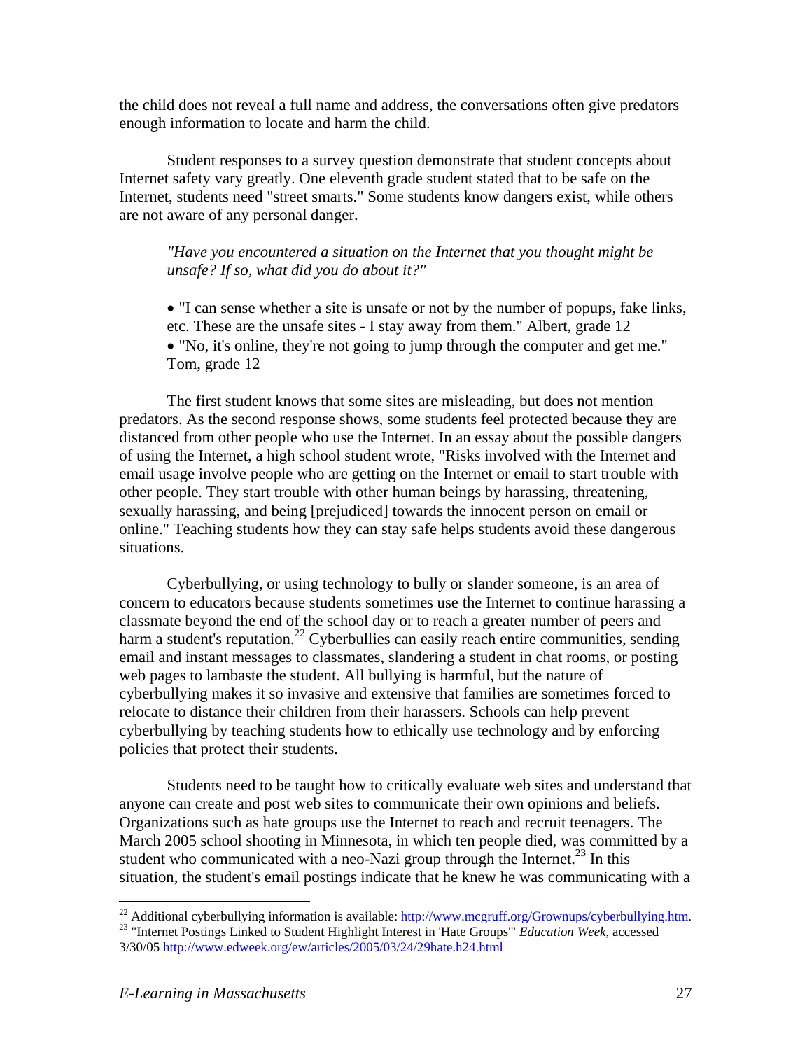the child does not reveal a full name and address, the conversations often give predators enough information to locate and harm the child.

Student responses to a survey question demonstrate that student concepts about Internet safety vary greatly. One eleventh grade student stated that to be safe on the Internet, students need "street smarts." Some students know dangers exist, while others are not aware of any personal danger.

> *"Have you encountered a situation on the Internet that you thought might be unsafe? If so, what did you do about it?"*
>
> - "I can sense whether a site is unsafe or not by the number of popups, fake links, etc. These are the unsafe sites - I stay away from them." Albert, grade 12
> - "No, it's online, they're not going to jump through the computer and get me." Tom, grade 12

The first student knows that some sites are misleading, but does not mention predators. As the second response shows, some students feel protected because they are distanced from other people who use the Internet. In an essay about the possible dangers of using the Internet, a high school student wrote, "Risks involved with the Internet and email usage involve people who are getting on the Internet or email to start trouble with other people. They start trouble with other human beings by harassing, threatening, sexually harassing, and being [prejudiced] towards the innocent person on email or online." Teaching students how they can stay safe helps students avoid these dangerous situations.

Cyberbullying, or using technology to bully or slander someone, is an area of concern to educators because students sometimes use the Internet to continue harassing a classmate beyond the end of the school day or to reach a greater number of peers and harm a student's reputation.[22] Cyberbullies can easily reach entire communities, sending email and instant messages to classmates, slandering a student in chat rooms, or posting web pages to lambaste the student. All bullying is harmful, but the nature of cyberbullying makes it so invasive and extensive that families are sometimes forced to relocate to distance their children from their harassers. Schools can help prevent cyberbullying by teaching students how to ethically use technology and by enforcing policies that protect their students.

Students need to be taught how to critically evaluate web sites and understand that anyone can create and post web sites to communicate their own opinions and beliefs. Organizations such as hate groups use the Internet to reach and recruit teenagers. The March 2005 school shooting in Minnesota, in which ten people died, was committed by a student who communicated with a neo-Nazi group through the Internet.[23] In this situation, the student's email postings indicate that he knew he was communicating with a

---

[22] Additional cyberbullying information is available: http://www.mcgruff.org/Grownups/cyberbullying.htm.

[23] "Internet Postings Linked to Student Highlight Interest in 'Hate Groups'" *Education Week*, accessed 3/30/05 http://www.edweek.org/ew/articles/2005/03/24/29hate.h24.html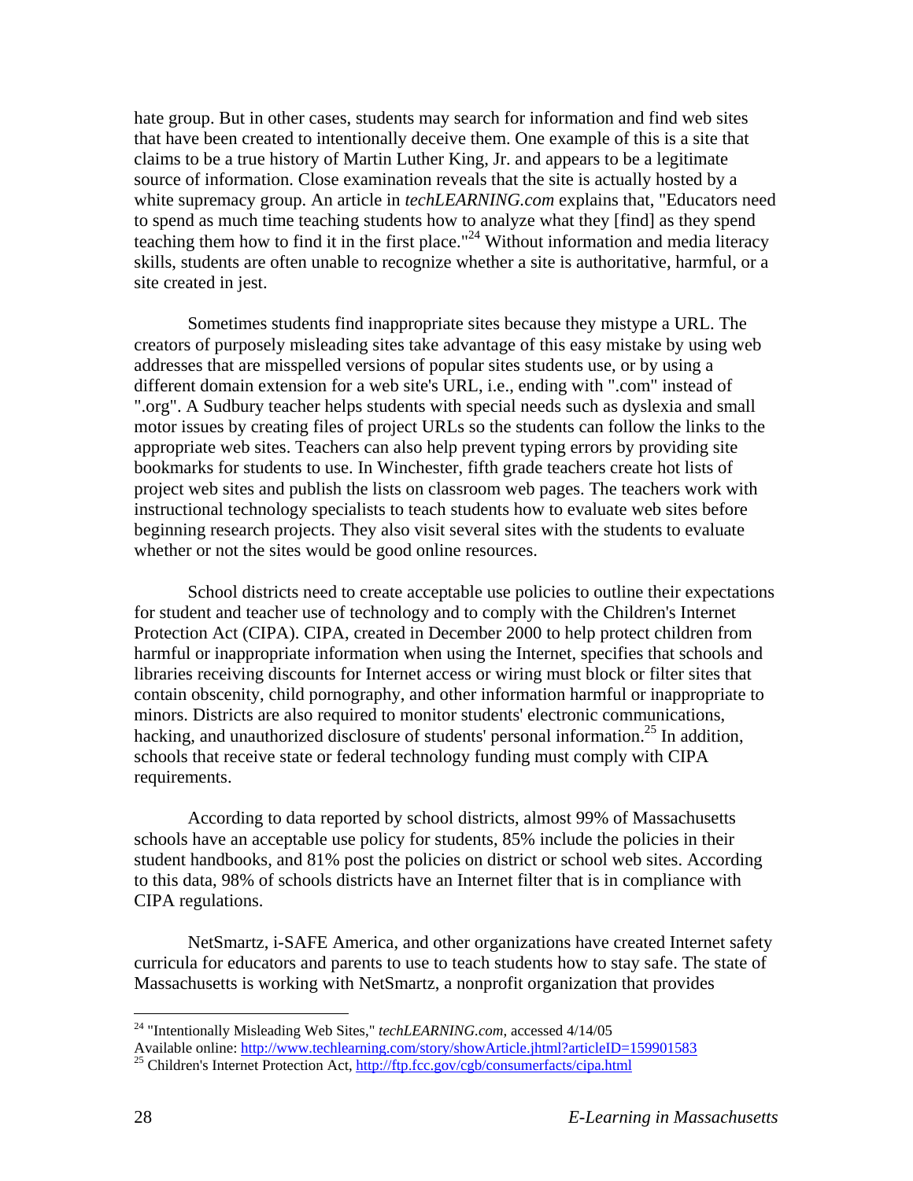hate group. But in other cases, students may search for information and find web sites that have been created to intentionally deceive them. One example of this is a site that claims to be a true history of Martin Luther King, Jr. and appears to be a legitimate source of information. Close examination reveals that the site is actually hosted by a white supremacy group. An article in *techLEARNING.com* explains that, "Educators need to spend as much time teaching students how to analyze what they [find] as they spend teaching them how to find it in the first place."[24] Without information and media literacy skills, students are often unable to recognize whether a site is authoritative, harmful, or a site created in jest.

Sometimes students find inappropriate sites because they mistype a URL. The creators of purposely misleading sites take advantage of this easy mistake by using web addresses that are misspelled versions of popular sites students use, or by using a different domain extension for a web site's URL, i.e., ending with ".com" instead of ".org". A Sudbury teacher helps students with special needs such as dyslexia and small motor issues by creating files of project URLs so the students can follow the links to the appropriate web sites. Teachers can also help prevent typing errors by providing site bookmarks for students to use. In Winchester, fifth grade teachers create hot lists of project web sites and publish the lists on classroom web pages. The teachers work with instructional technology specialists to teach students how to evaluate web sites before beginning research projects. They also visit several sites with the students to evaluate whether or not the sites would be good online resources.

School districts need to create acceptable use policies to outline their expectations for student and teacher use of technology and to comply with the Children's Internet Protection Act (CIPA). CIPA, created in December 2000 to help protect children from harmful or inappropriate information when using the Internet, specifies that schools and libraries receiving discounts for Internet access or wiring must block or filter sites that contain obscenity, child pornography, and other information harmful or inappropriate to minors. Districts are also required to monitor students' electronic communications, hacking, and unauthorized disclosure of students' personal information.[25] In addition, schools that receive state or federal technology funding must comply with CIPA requirements.

According to data reported by school districts, almost 99% of Massachusetts schools have an acceptable use policy for students, 85% include the policies in their student handbooks, and 81% post the policies on district or school web sites. According to this data, 98% of schools districts have an Internet filter that is in compliance with CIPA regulations.

NetSmartz, i-SAFE America, and other organizations have created Internet safety curricula for educators and parents to use to teach students how to stay safe. The state of Massachusetts is working with NetSmartz, a nonprofit organization that provides

---

[24] "Intentionally Misleading Web Sites," *techLEARNING.com*, accessed 4/14/05
Available online: http://www.techlearning.com/story/showArticle.jhtml?articleID=159901583

[25] Children's Internet Protection Act, http://ftp.fcc.gov/cgb/consumerfacts/cipa.html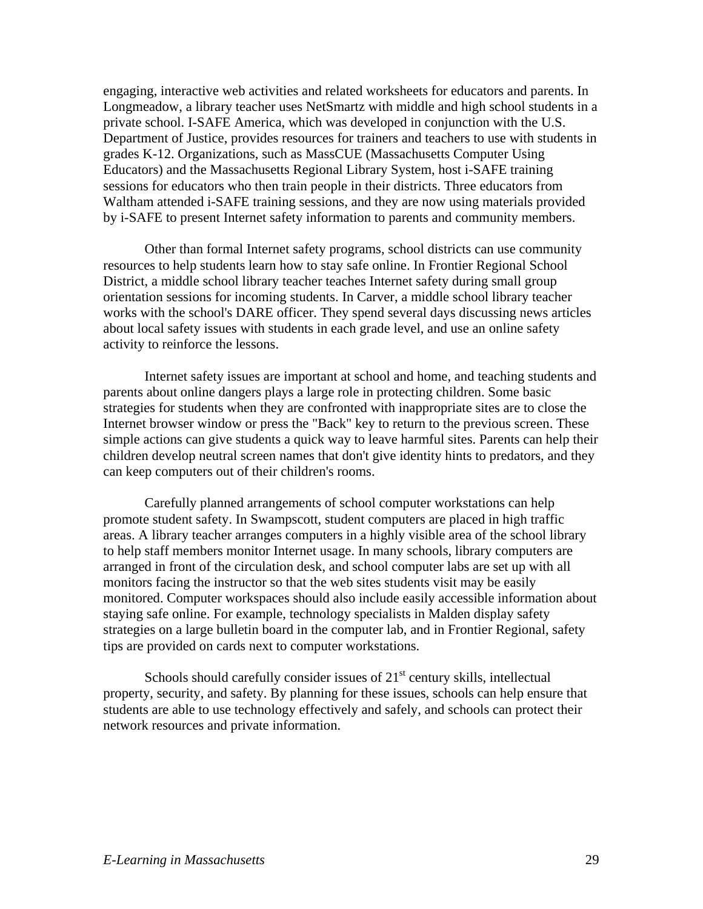engaging, interactive web activities and related worksheets for educators and parents. In Longmeadow, a library teacher uses NetSmartz with middle and high school students in a private school. I-SAFE America, which was developed in conjunction with the U.S. Department of Justice, provides resources for trainers and teachers to use with students in grades K-12. Organizations, such as MassCUE (Massachusetts Computer Using Educators) and the Massachusetts Regional Library System, host i-SAFE training sessions for educators who then train people in their districts. Three educators from Waltham attended i-SAFE training sessions, and they are now using materials provided by i-SAFE to present Internet safety information to parents and community members.

Other than formal Internet safety programs, school districts can use community resources to help students learn how to stay safe online. In Frontier Regional School District, a middle school library teacher teaches Internet safety during small group orientation sessions for incoming students. In Carver, a middle school library teacher works with the school's DARE officer. They spend several days discussing news articles about local safety issues with students in each grade level, and use an online safety activity to reinforce the lessons.

Internet safety issues are important at school and home, and teaching students and parents about online dangers plays a large role in protecting children. Some basic strategies for students when they are confronted with inappropriate sites are to close the Internet browser window or press the "Back" key to return to the previous screen. These simple actions can give students a quick way to leave harmful sites. Parents can help their children develop neutral screen names that don't give identity hints to predators, and they can keep computers out of their children's rooms.

Carefully planned arrangements of school computer workstations can help promote student safety. In Swampscott, student computers are placed in high traffic areas. A library teacher arranges computers in a highly visible area of the school library to help staff members monitor Internet usage. In many schools, library computers are arranged in front of the circulation desk, and school computer labs are set up with all monitors facing the instructor so that the web sites students visit may be easily monitored. Computer workspaces should also include easily accessible information about staying safe online. For example, technology specialists in Malden display safety strategies on a large bulletin board in the computer lab, and in Frontier Regional, safety tips are provided on cards next to computer workstations.

Schools should carefully consider issues of 21st century skills, intellectual property, security, and safety. By planning for these issues, schools can help ensure that students are able to use technology effectively and safely, and schools can protect their network resources and private information.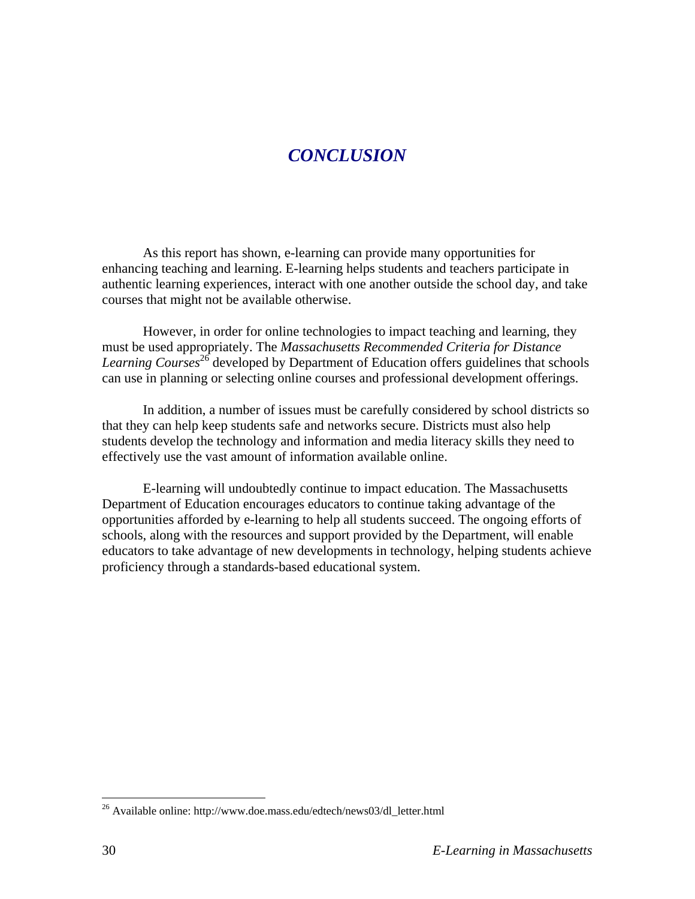# *CONCLUSION*

As this report has shown, e-learning can provide many opportunities for enhancing teaching and learning. E-learning helps students and teachers participate in authentic learning experiences, interact with one another outside the school day, and take courses that might not be available otherwise.

However, in order for online technologies to impact teaching and learning, they must be used appropriately. The *Massachusetts Recommended Criteria for Distance Learning Courses*[26] developed by Department of Education offers guidelines that schools can use in planning or selecting online courses and professional development offerings.

In addition, a number of issues must be carefully considered by school districts so that they can help keep students safe and networks secure. Districts must also help students develop the technology and information and media literacy skills they need to effectively use the vast amount of information available online.

E-learning will undoubtedly continue to impact education. The Massachusetts Department of Education encourages educators to continue taking advantage of the opportunities afforded by e-learning to help all students succeed. The ongoing efforts of schools, along with the resources and support provided by the Department, will enable educators to take advantage of new developments in technology, helping students achieve proficiency through a standards-based educational system.

---

[26] Available online: http://www.doe.mass.edu/edtech/news03/dl_letter.html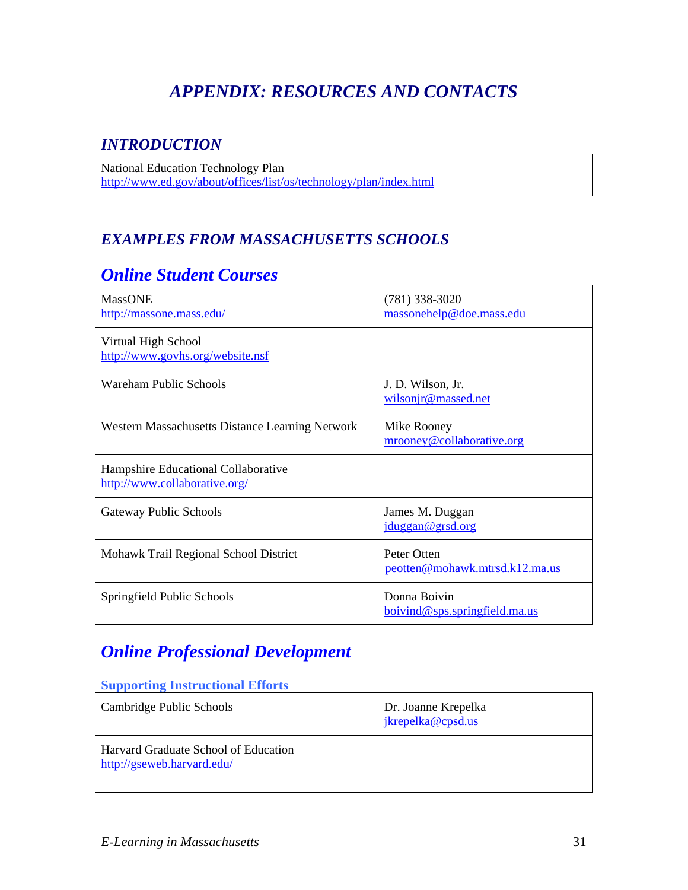# APPENDIX: RESOURCES AND CONTACTS

## INTRODUCTION

| | |
|---|---|
| National Education Technology Plan<br>http://www.ed.gov/about/offices/list/os/technology/plan/index.html | |

## EXAMPLES FROM MASSACHUSETTS SCHOOLS

### Online Student Courses

| | |
|---|---|
| MassONE<br>http://massone.mass.edu/ | (781) 338-3020<br>massonehelp@doe.mass.edu |
| Virtual High School<br>http://www.govhs.org/website.nsf | |
| Wareham Public Schools | J. D. Wilson, Jr.<br>wilsonjr@massed.net |
| Western Massachusetts Distance Learning Network | Mike Rooney<br>mrooney@collaborative.org |
| Hampshire Educational Collaborative<br>http://www.collaborative.org/ | |
| Gateway Public Schools | James M. Duggan<br>jduggan@grsd.org |
| Mohawk Trail Regional School District | Peter Otten<br>peotten@mohawk.mtrsd.k12.ma.us |
| Springfield Public Schools | Donna Boivin<br>boivind@sps.springfield.ma.us |

### Online Professional Development

#### Supporting Instructional Efforts

| | |
|---|---|
| Cambridge Public Schools | Dr. Joanne Krepelka<br>jkrepelka@cpsd.us |
| Harvard Graduate School of Education<br>http://gseweb.harvard.edu/ | |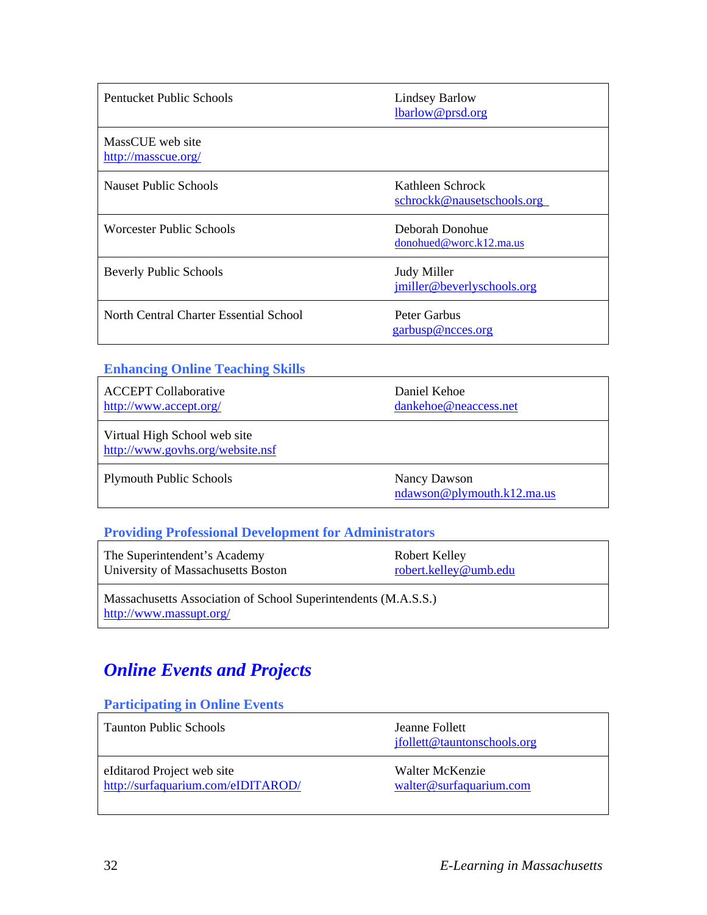| | |
|---|---|
| Pentucket Public Schools | Lindsey Barlow<br>lbarlow@prsd.org |
| MassCUE web site<br>http://masscue.org/ | |
| Nauset Public Schools | Kathleen Schrock<br>schrockk@nausetschools.org |
| Worcester Public Schools | Deborah Donohue<br>donohued@worc.k12.ma.us |
| Beverly Public Schools | Judy Miller<br>jmiller@beverlyschools.org |
| North Central Charter Essential School | Peter Garbus<br>garbusp@ncces.org |

### Enhancing Online Teaching Skills

| | |
|---|---|
| ACCEPT Collaborative<br>http://www.accept.org/ | Daniel Kehoe<br>dankehoe@neaccess.net |
| Virtual High School web site<br>http://www.govhs.org/website.nsf | |
| Plymouth Public Schools | Nancy Dawson<br>ndawson@plymouth.k12.ma.us |

### Providing Professional Development for Administrators

| | |
|---|---|
| The Superintendent's Academy<br>University of Massachusetts Boston | Robert Kelley<br>robert.kelley@umb.edu |
| Massachusetts Association of School Superintendents (M.A.S.S.)<br>http://www.massupt.org/ | |

## *Online Events and Projects*

### Participating in Online Events

| | |
|---|---|
| Taunton Public Schools | Jeanne Follett<br>jfollett@tauntonschools.org |
| eIditarod Project web site<br>http://surfaquarium.com/eIDITAROD/ | Walter McKenzie<br>walter@surfaquarium.com |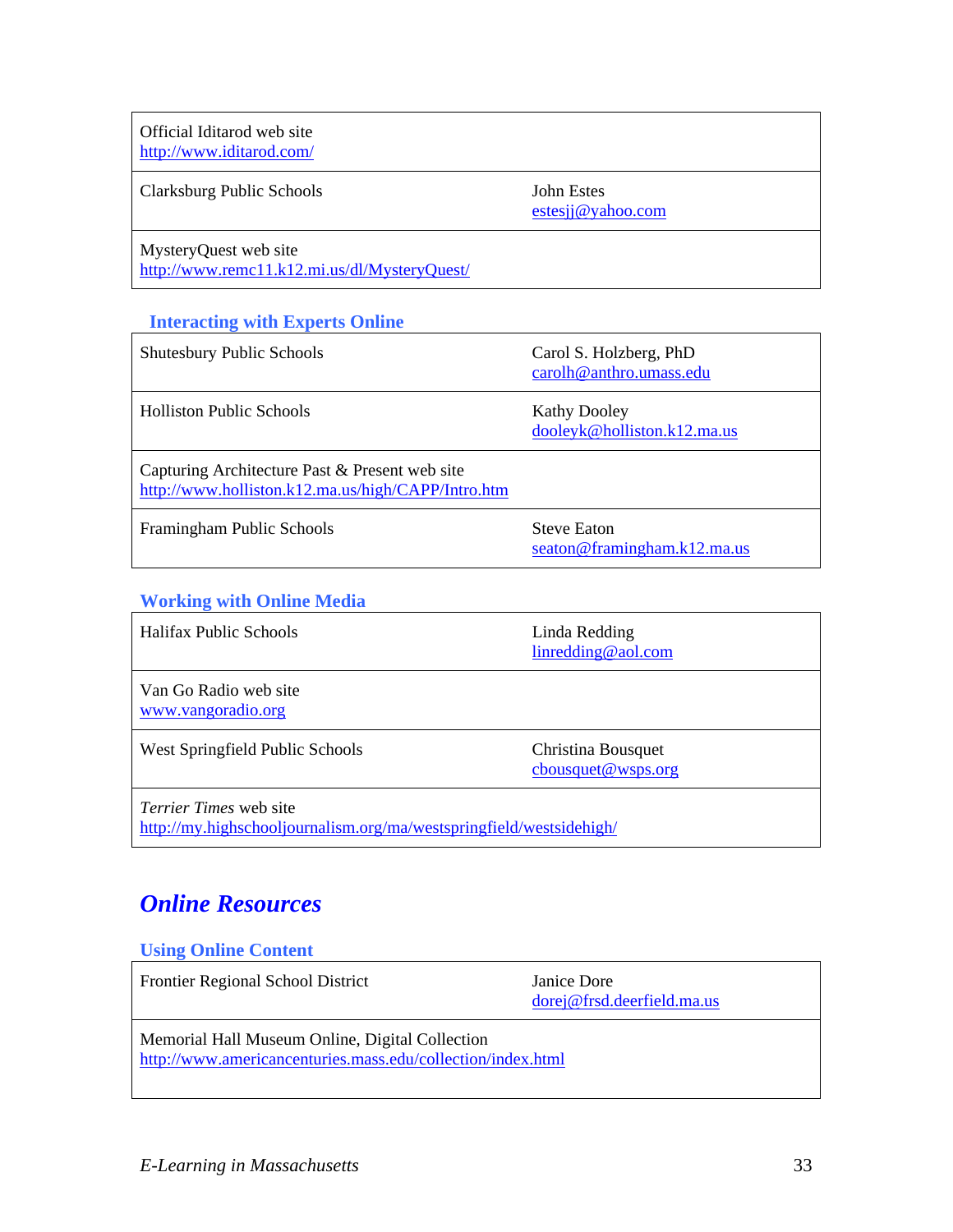| | |
|---|---|
| Official Iditarod web site<br>http://www.iditarod.com/ | |
| Clarksburg Public Schools | John Estes<br>estesjj@yahoo.com |
| MysteryQuest web site<br>http://www.remc11.k12.mi.us/dl/MysteryQuest/ | |

### Interacting with Experts Online

| | |
|---|---|
| Shutesbury Public Schools | Carol S. Holzberg, PhD<br>carolh@anthro.umass.edu |
| Holliston Public Schools | Kathy Dooley<br>dooleyk@holliston.k12.ma.us |
| Capturing Architecture Past & Present web site<br>http://www.holliston.k12.ma.us/high/CAPP/Intro.htm | |
| Framingham Public Schools | Steve Eaton<br>seaton@framingham.k12.ma.us |

### Working with Online Media

| | |
|---|---|
| Halifax Public Schools | Linda Redding<br>linredding@aol.com |
| Van Go Radio web site<br>www.vangoradio.org | |
| West Springfield Public Schools | Christina Bousquet<br>cbousquet@wsps.org |
| *Terrier Times* web site<br>http://my.highschooljournalism.org/ma/westspringfield/westsidehigh/ | |

## *Online Resources*

### Using Online Content

| | |
|---|---|
| Frontier Regional School District | Janice Dore<br>dorej@frsd.deerfield.ma.us |
| Memorial Hall Museum Online, Digital Collection<br>http://www.americancenturies.mass.edu/collection/index.html | |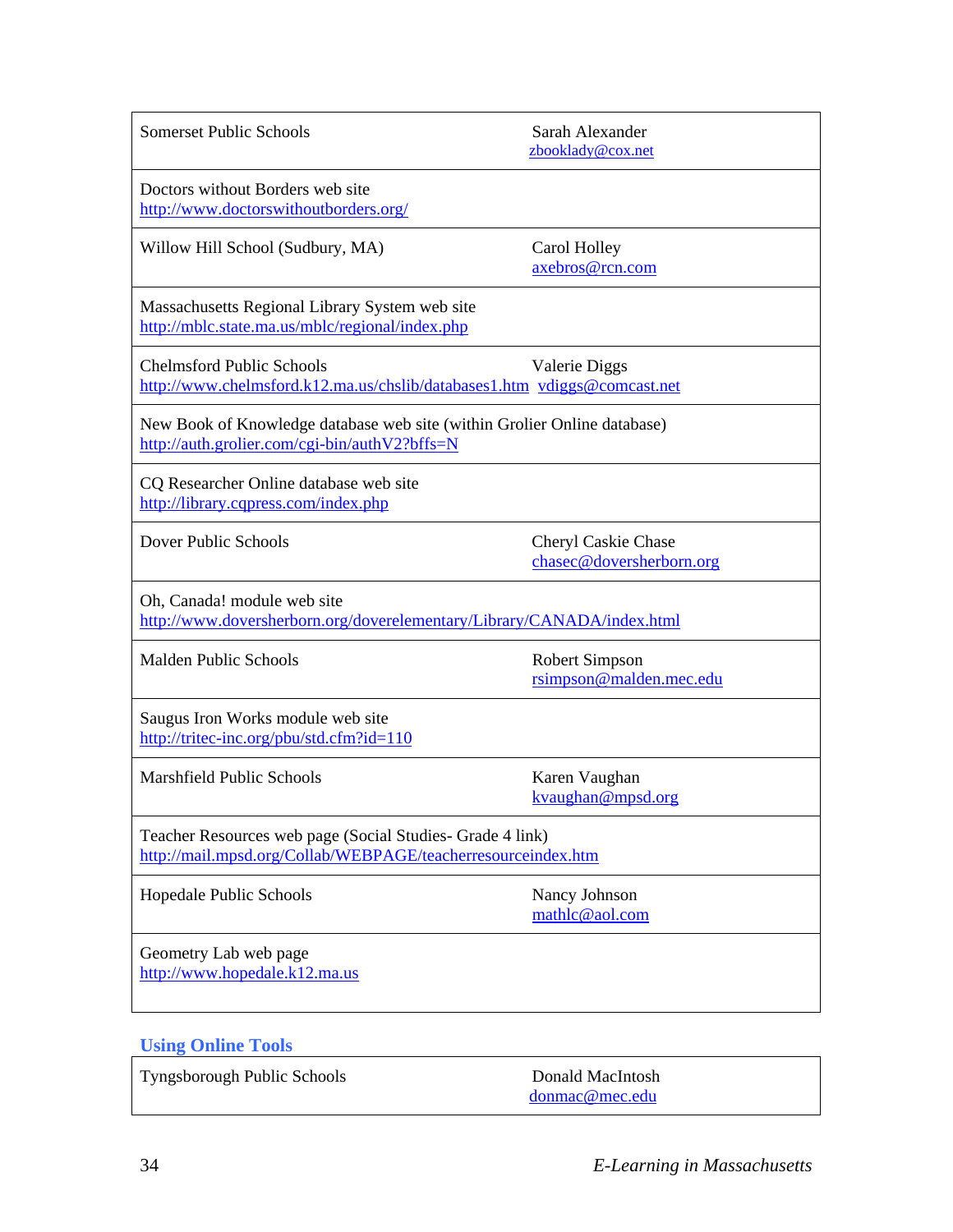| | |
|---|---|
| Somerset Public Schools | Sarah Alexander<br>zbooklady@cox.net |
| Doctors without Borders web site<br>http://www.doctorswithoutborders.org/ | |
| Willow Hill School (Sudbury, MA) | Carol Holley<br>axebros@rcn.com |
| Massachusetts Regional Library System web site<br>http://mblc.state.ma.us/mblc/regional/index.php | |
| Chelmsford Public Schools<br>http://www.chelmsford.k12.ma.us/chslib/databases1.htm | Valerie Diggs<br>vdiggs@comcast.net |
| New Book of Knowledge database web site (within Grolier Online database)<br>http://auth.grolier.com/cgi-bin/authV2?bffs=N | |
| CQ Researcher Online database web site<br>http://library.cqpress.com/index.php | |
| Dover Public Schools | Cheryl Caskie Chase<br>chasec@doversherborn.org |
| Oh, Canada! module web site<br>http://www.doversherborn.org/doverelementary/Library/CANADA/index.html | |
| Malden Public Schools | Robert Simpson<br>rsimpson@malden.mec.edu |
| Saugus Iron Works module web site<br>http://tritec-inc.org/pbu/std.cfm?id=110 | |
| Marshfield Public Schools | Karen Vaughan<br>kvaughan@mpsd.org |
| Teacher Resources web page (Social Studies- Grade 4 link)<br>http://mail.mpsd.org/Collab/WEBPAGE/teacherresourceindex.htm | |
| Hopedale Public Schools | Nancy Johnson<br>mathlc@aol.com |
| Geometry Lab web page<br>http://www.hopedale.k12.ma.us | |

## Using Online Tools

| | |
|---|---|
| Tyngsborough Public Schools | Donald MacIntosh<br>donmac@mec.edu |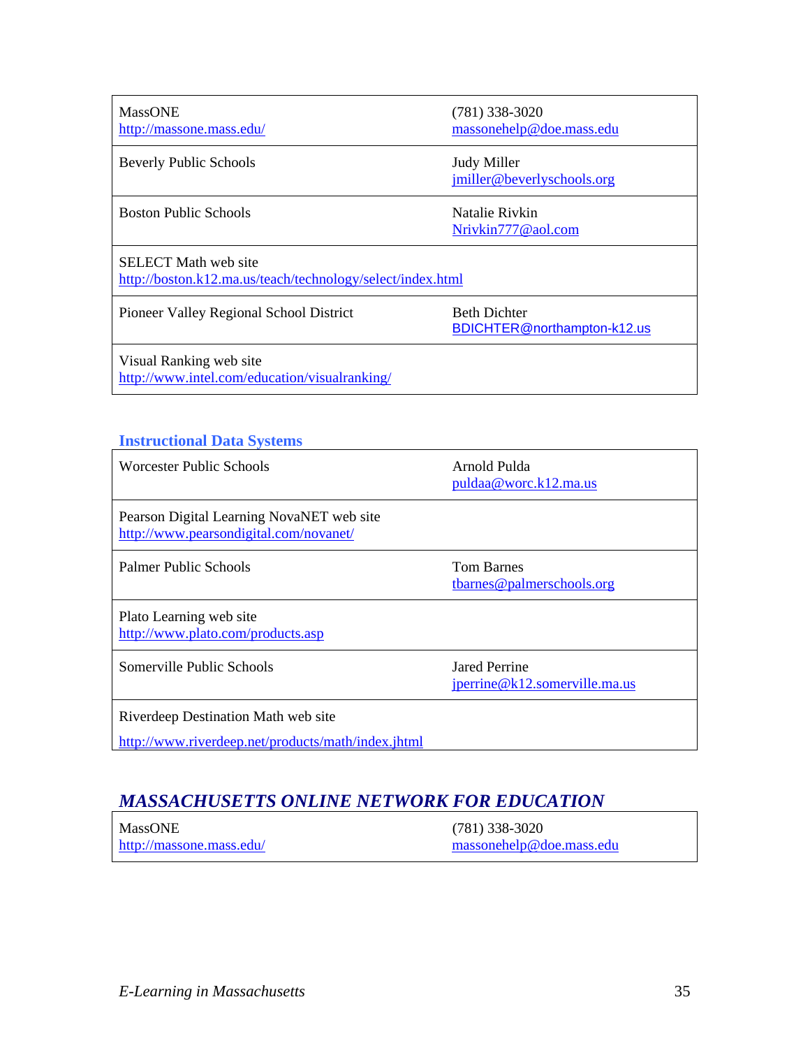| | |
|---|---|
| MassONE<br>http://massone.mass.edu/ | (781) 338-3020<br>massonehelp@doe.mass.edu |
| Beverly Public Schools | Judy Miller<br>jmiller@beverlyschools.org |
| Boston Public Schools | Natalie Rivkin<br>Nrivkin777@aol.com |
| SELECT Math web site<br>http://boston.k12.ma.us/teach/technology/select/index.html | |
| Pioneer Valley Regional School District | Beth Dichter<br>BDICHTER@northampton-k12.us |
| Visual Ranking web site<br>http://www.intel.com/education/visualranking/ | |

### Instructional Data Systems

| | |
|---|---|
| Worcester Public Schools | Arnold Pulda<br>puldaa@worc.k12.ma.us |
| Pearson Digital Learning NovaNET web site<br>http://www.pearsondigital.com/novanet/ | |
| Palmer Public Schools | Tom Barnes<br>tbarnes@palmerschools.org |
| Plato Learning web site<br>http://www.plato.com/products.asp | |
| Somerville Public Schools | Jared Perrine<br>jperrine@k12.somerville.ma.us |
| Riverdeep Destination Math web site<br>http://www.riverdeep.net/products/math/index.jhtml | |

## *MASSACHUSETTS ONLINE NETWORK FOR EDUCATION*

| | |
|---|---|
| MassONE<br>http://massone.mass.edu/ | (781) 338-3020<br>massonehelp@doe.mass.edu |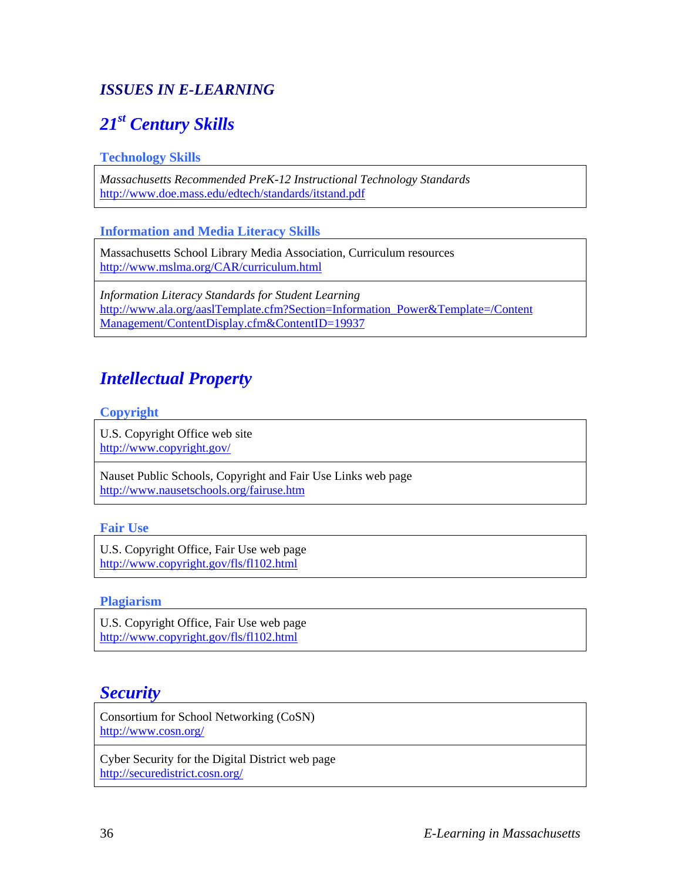# *ISSUES IN E-LEARNING*

## *21st Century Skills*

### Technology Skills

| *Massachusetts Recommended PreK-12 Instructional Technology Standards* http://www.doe.mass.edu/edtech/standards/itstand.pdf |
|---|

### Information and Media Literacy Skills

| Massachusetts School Library Media Association, Curriculum resources http://www.mslma.org/CAR/curriculum.html |
|---|
| *Information Literacy Standards for Student Learning* http://www.ala.org/aaslTemplate.cfm?Section=Information_Power&Template=/ContentManagement/ContentDisplay.cfm&ContentID=19937 |

## *Intellectual Property*

### Copyright

| U.S. Copyright Office web site http://www.copyright.gov/ |
|---|
| Nauset Public Schools, Copyright and Fair Use Links web page http://www.nausetschools.org/fairuse.htm |

### Fair Use

| U.S. Copyright Office, Fair Use web page http://www.copyright.gov/fls/fl102.html |
|---|

### Plagiarism

| U.S. Copyright Office, Fair Use web page http://www.copyright.gov/fls/fl102.html |
|---|

## *Security*

| Consortium for School Networking (CoSN) http://www.cosn.org/ |
|---|
| Cyber Security for the Digital District web page http://securedistrict.cosn.org/ |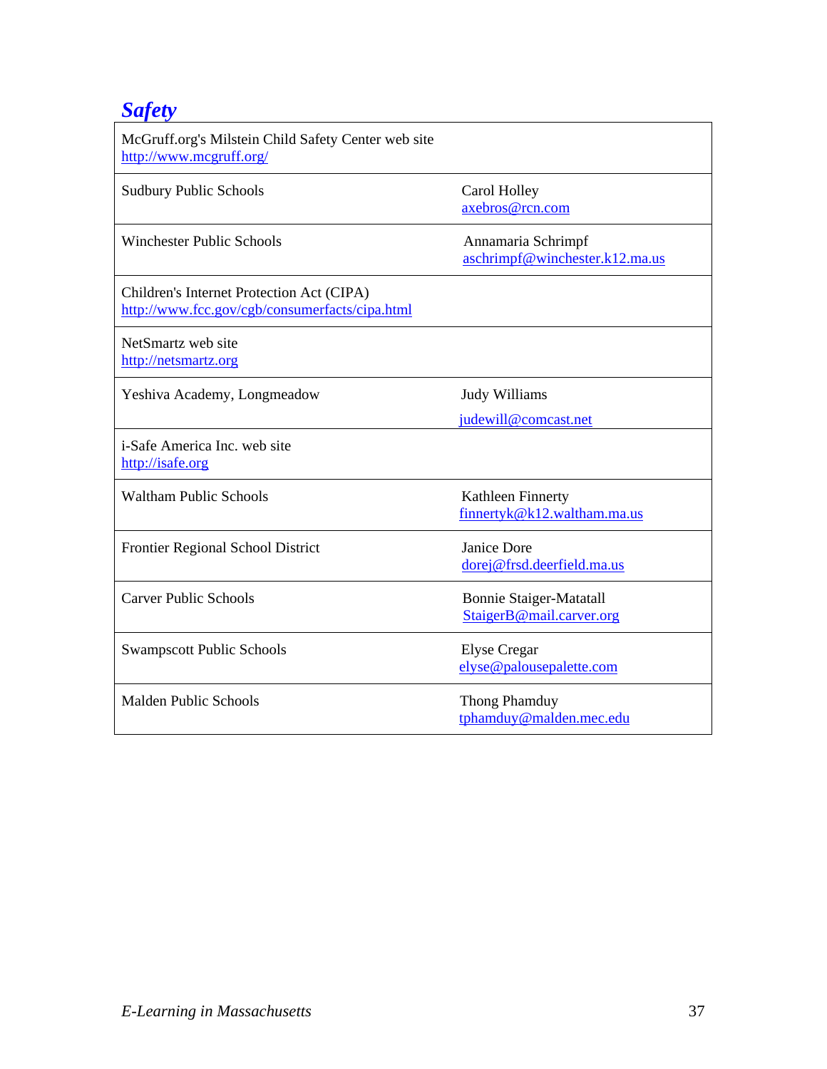## *Safety*

| | |
|---|---|
| McGruff.org's Milstein Child Safety Center web site<br>http://www.mcgruff.org/ | |
| Sudbury Public Schools | Carol Holley<br>axebros@rcn.com |
| Winchester Public Schools | Annamaria Schrimpf<br>aschrimpf@winchester.k12.ma.us |
| Children's Internet Protection Act (CIPA)<br>http://www.fcc.gov/cgb/consumerfacts/cipa.html | |
| NetSmartz web site<br>http://netsmartz.org | |
| Yeshiva Academy, Longmeadow | Judy Williams<br>judewill@comcast.net |
| i-Safe America Inc. web site<br>http://isafe.org | |
| Waltham Public Schools | Kathleen Finnerty<br>finnertyk@k12.waltham.ma.us |
| Frontier Regional School District | Janice Dore<br>dorej@frsd.deerfield.ma.us |
| Carver Public Schools | Bonnie Staiger-Matatall<br>StaigerB@mail.carver.org |
| Swampscott Public Schools | Elyse Cregar<br>elyse@palousepalette.com |
| Malden Public Schools | Thong Phamduy<br>tphamduy@malden.mec.edu |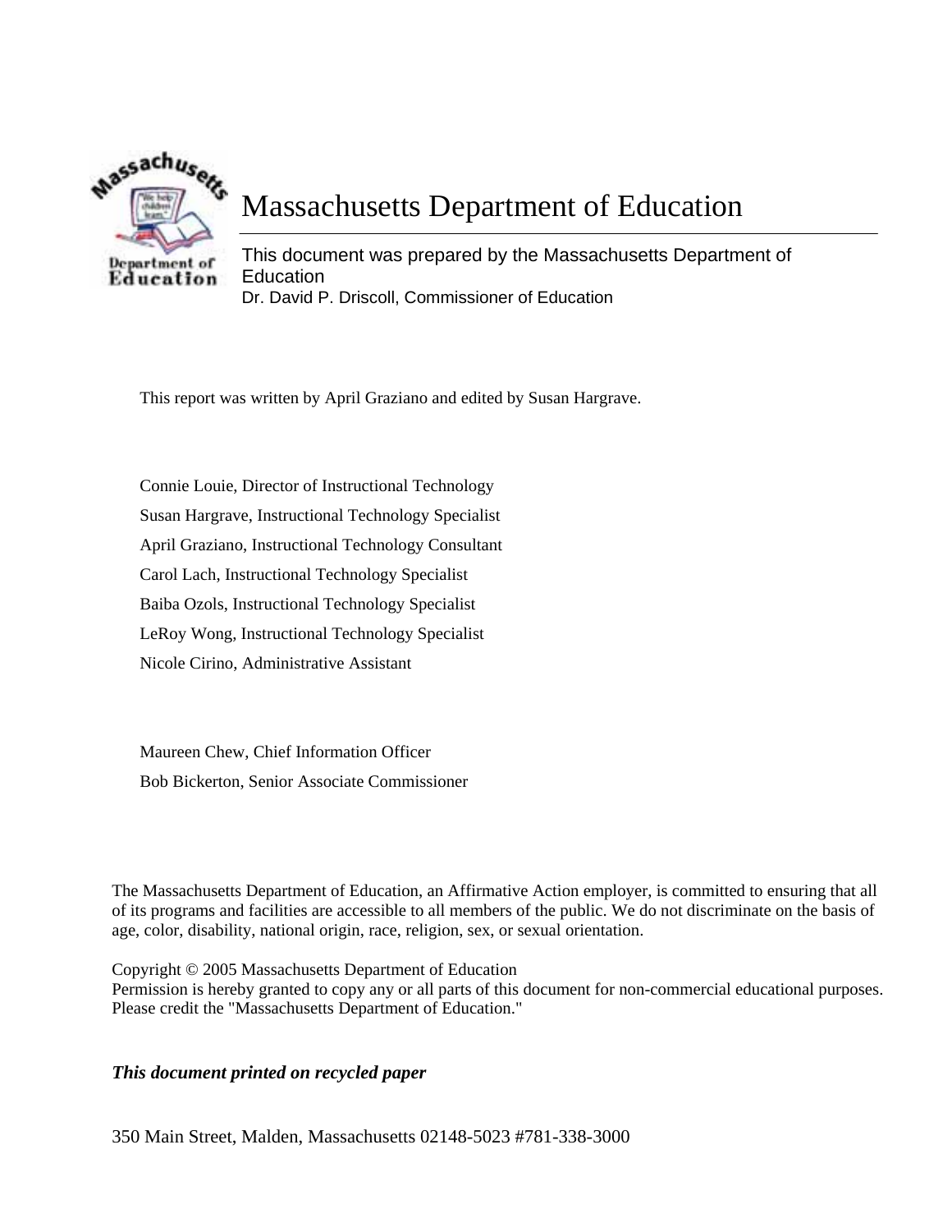# Massachusetts Department of Education

This document was prepared by the Massachusetts Department of Education
Dr. David P. Driscoll, Commissioner of Education

This report was written by April Graziano and edited by Susan Hargrave.

Connie Louie, Director of Instructional Technology

Susan Hargrave, Instructional Technology Specialist

April Graziano, Instructional Technology Consultant

Carol Lach, Instructional Technology Specialist

Baiba Ozols, Instructional Technology Specialist

LeRoy Wong, Instructional Technology Specialist

Nicole Cirino, Administrative Assistant

Maureen Chew, Chief Information Officer

Bob Bickerton, Senior Associate Commissioner

The Massachusetts Department of Education, an Affirmative Action employer, is committed to ensuring that all of its programs and facilities are accessible to all members of the public. We do not discriminate on the basis of age, color, disability, national origin, race, religion, sex, or sexual orientation.

Copyright © 2005 Massachusetts Department of Education
Permission is hereby granted to copy any or all parts of this document for non-commercial educational purposes. Please credit the "Massachusetts Department of Education."

***This document printed on recycled paper***

350 Main Street, Malden, Massachusetts 02148-5023 #781-338-3000